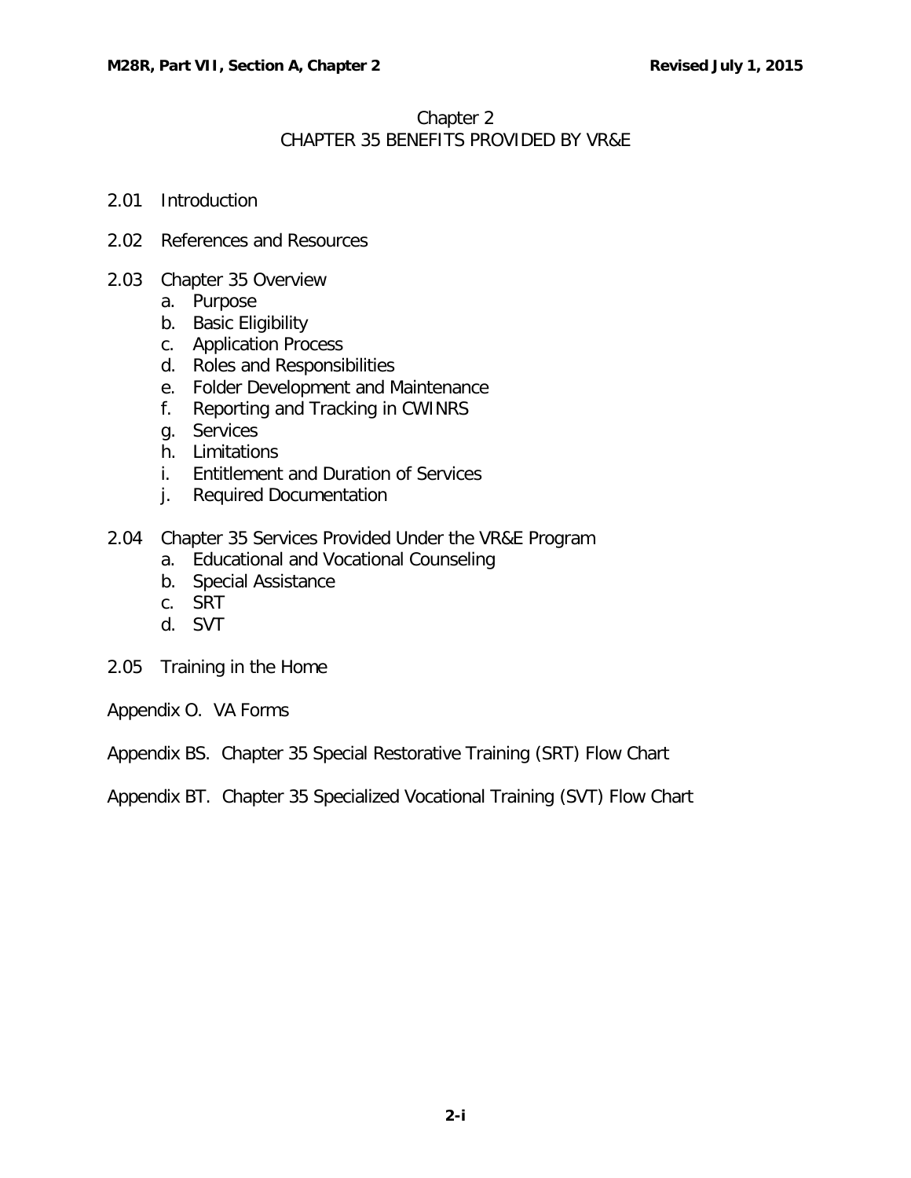# Chapter 2
## CHAPTER 35 BENEFITS PROVIDED BY VR&E

2.01 Introduction

2.02 References and Resources

2.03 Chapter 35 Overview
- a. Purpose
- b. Basic Eligibility
- c. Application Process
- d. Roles and Responsibilities
- e. Folder Development and Maintenance
- f. Reporting and Tracking in CWINRS
- g. Services
- h. Limitations
- i. Entitlement and Duration of Services
- j. Required Documentation

2.04 Chapter 35 Services Provided Under the VR&E Program
- a. Educational and Vocational Counseling
- b. Special Assistance
- c. SRT
- d. SVT

2.05 Training in the Home

Appendix O. VA Forms

Appendix BS. Chapter 35 Special Restorative Training (SRT) Flow Chart

Appendix BT. Chapter 35 Specialized Vocational Training (SVT) Flow Chart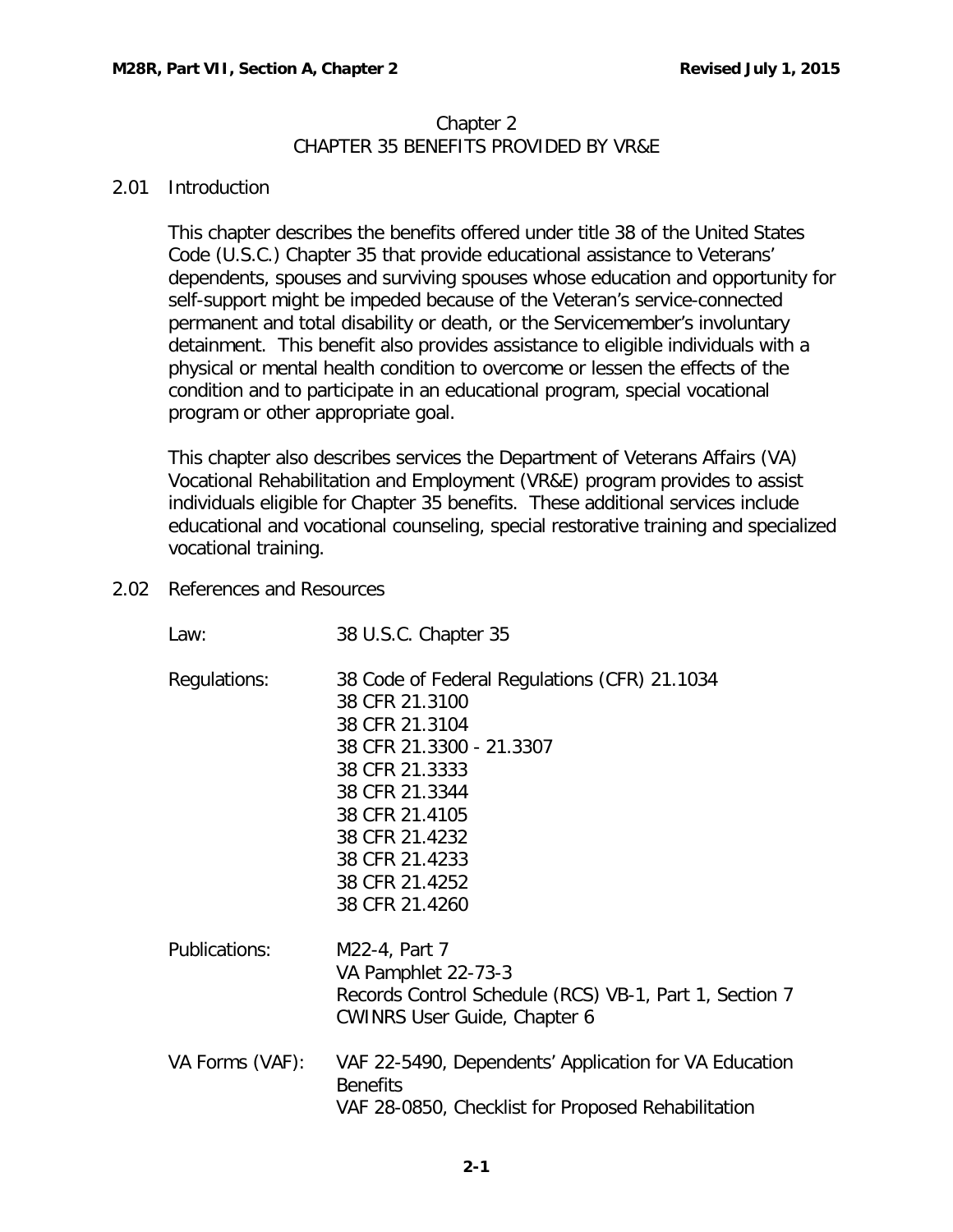# Chapter 2
# CHAPTER 35 BENEFITS PROVIDED BY VR&E

## 2.01 Introduction

This chapter describes the benefits offered under title 38 of the United States Code (U.S.C.) Chapter 35 that provide educational assistance to Veterans' dependents, spouses and surviving spouses whose education and opportunity for self-support might be impeded because of the Veteran's service-connected permanent and total disability or death, or the Servicemember's involuntary detainment. This benefit also provides assistance to eligible individuals with a physical or mental health condition to overcome or lessen the effects of the condition and to participate in an educational program, special vocational program or other appropriate goal.

This chapter also describes services the Department of Veterans Affairs (VA) Vocational Rehabilitation and Employment (VR&E) program provides to assist individuals eligible for Chapter 35 benefits. These additional services include educational and vocational counseling, special restorative training and specialized vocational training.

## 2.02 References and Resources

| | |
|---|---|
| Law: | 38 U.S.C. Chapter 35 |
| Regulations: | 38 Code of Federal Regulations (CFR) 21.1034<br>38 CFR 21.3100<br>38 CFR 21.3104<br>38 CFR 21.3300 - 21.3307<br>38 CFR 21.3333<br>38 CFR 21.3344<br>38 CFR 21.4105<br>38 CFR 21.4232<br>38 CFR 21.4233<br>38 CFR 21.4252<br>38 CFR 21.4260 |
| Publications: | M22-4, Part 7<br>VA Pamphlet 22-73-3<br>Records Control Schedule (RCS) VB-1, Part 1, Section 7<br>CWINRS User Guide, Chapter 6 |
| VA Forms (VAF): | VAF 22-5490, Dependents' Application for VA Education Benefits<br>VAF 28-0850, Checklist for Proposed Rehabilitation |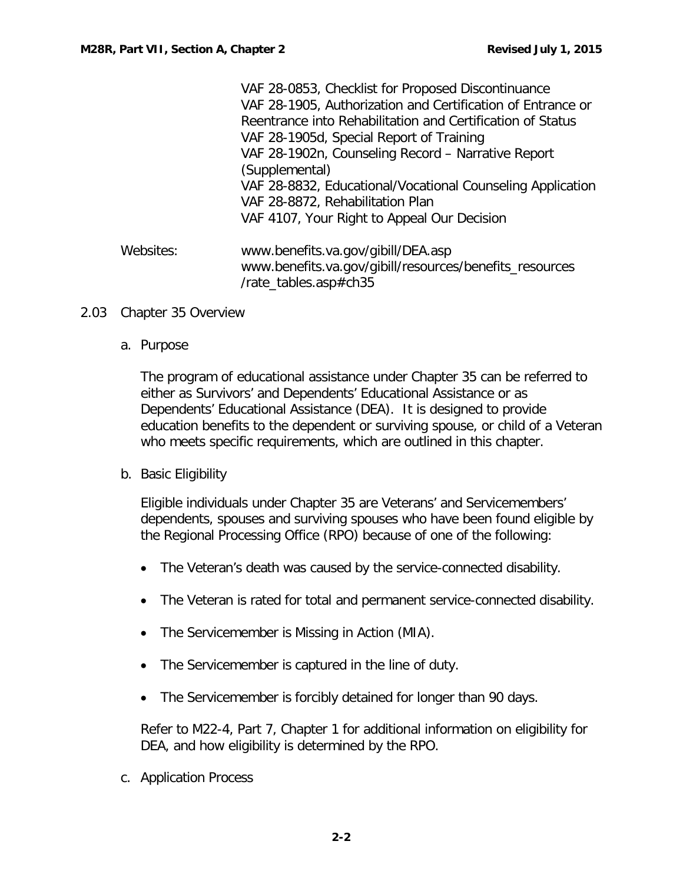VAF 28-0853, Checklist for Proposed Discontinuance
VAF 28-1905, Authorization and Certification of Entrance or Reentrance into Rehabilitation and Certification of Status
VAF 28-1905d, Special Report of Training
VAF 28-1902n, Counseling Record – Narrative Report (Supplemental)
VAF 28-8832, Educational/Vocational Counseling Application
VAF 28-8872, Rehabilitation Plan
VAF 4107, Your Right to Appeal Our Decision

Websites: www.benefits.va.gov/gibill/DEA.asp
www.benefits.va.gov/gibill/resources/benefits_resources/rate_tables.asp#ch35

## 2.03 Chapter 35 Overview

### a. Purpose

The program of educational assistance under Chapter 35 can be referred to either as Survivors' and Dependents' Educational Assistance or as Dependents' Educational Assistance (DEA). It is designed to provide education benefits to the dependent or surviving spouse, or child of a Veteran who meets specific requirements, which are outlined in this chapter.

### b. Basic Eligibility

Eligible individuals under Chapter 35 are Veterans' and Servicemembers' dependents, spouses and surviving spouses who have been found eligible by the Regional Processing Office (RPO) because of one of the following:

- The Veteran's death was caused by the service-connected disability.
- The Veteran is rated for total and permanent service-connected disability.
- The Servicemember is Missing in Action (MIA).
- The Servicemember is captured in the line of duty.
- The Servicemember is forcibly detained for longer than 90 days.

Refer to M22-4, Part 7, Chapter 1 for additional information on eligibility for DEA, and how eligibility is determined by the RPO.

### c. Application Process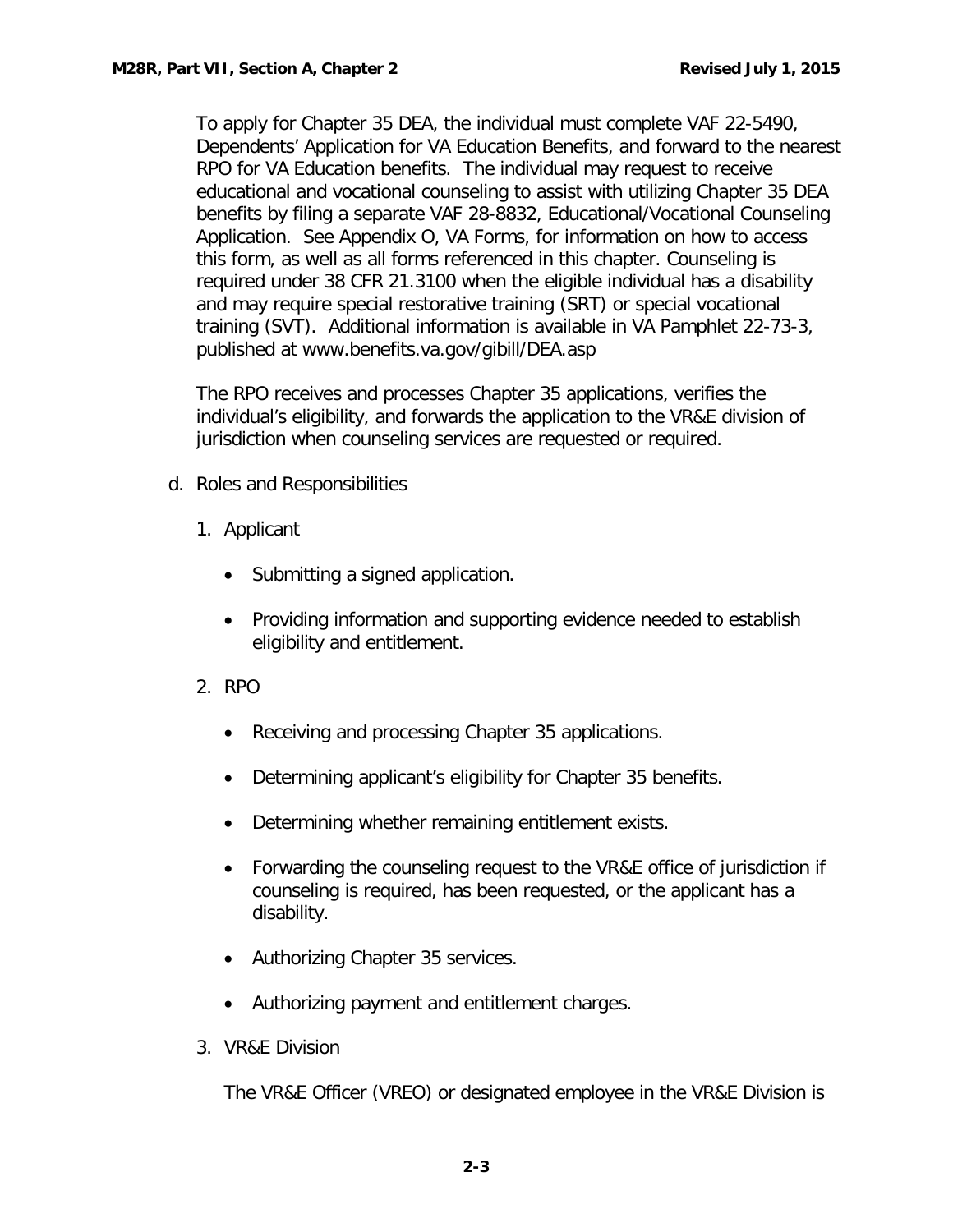To apply for Chapter 35 DEA, the individual must complete VAF 22-5490, Dependents' Application for VA Education Benefits, and forward to the nearest RPO for VA Education benefits. The individual may request to receive educational and vocational counseling to assist with utilizing Chapter 35 DEA benefits by filing a separate VAF 28-8832, Educational/Vocational Counseling Application. See Appendix O, VA Forms, for information on how to access this form, as well as all forms referenced in this chapter. Counseling is required under 38 CFR 21.3100 when the eligible individual has a disability and may require special restorative training (SRT) or special vocational training (SVT). Additional information is available in VA Pamphlet 22-73-3, published at www.benefits.va.gov/gibill/DEA.asp

The RPO receives and processes Chapter 35 applications, verifies the individual's eligibility, and forwards the application to the VR&E division of jurisdiction when counseling services are requested or required.

d. Roles and Responsibilities

1. Applicant

    - Submitting a signed application.
    - Providing information and supporting evidence needed to establish eligibility and entitlement.

2. RPO

    - Receiving and processing Chapter 35 applications.
    - Determining applicant's eligibility for Chapter 35 benefits.
    - Determining whether remaining entitlement exists.
    - Forwarding the counseling request to the VR&E office of jurisdiction if counseling is required, has been requested, or the applicant has a disability.
    - Authorizing Chapter 35 services.
    - Authorizing payment and entitlement charges.

3. VR&E Division

    The VR&E Officer (VREO) or designated employee in the VR&E Division is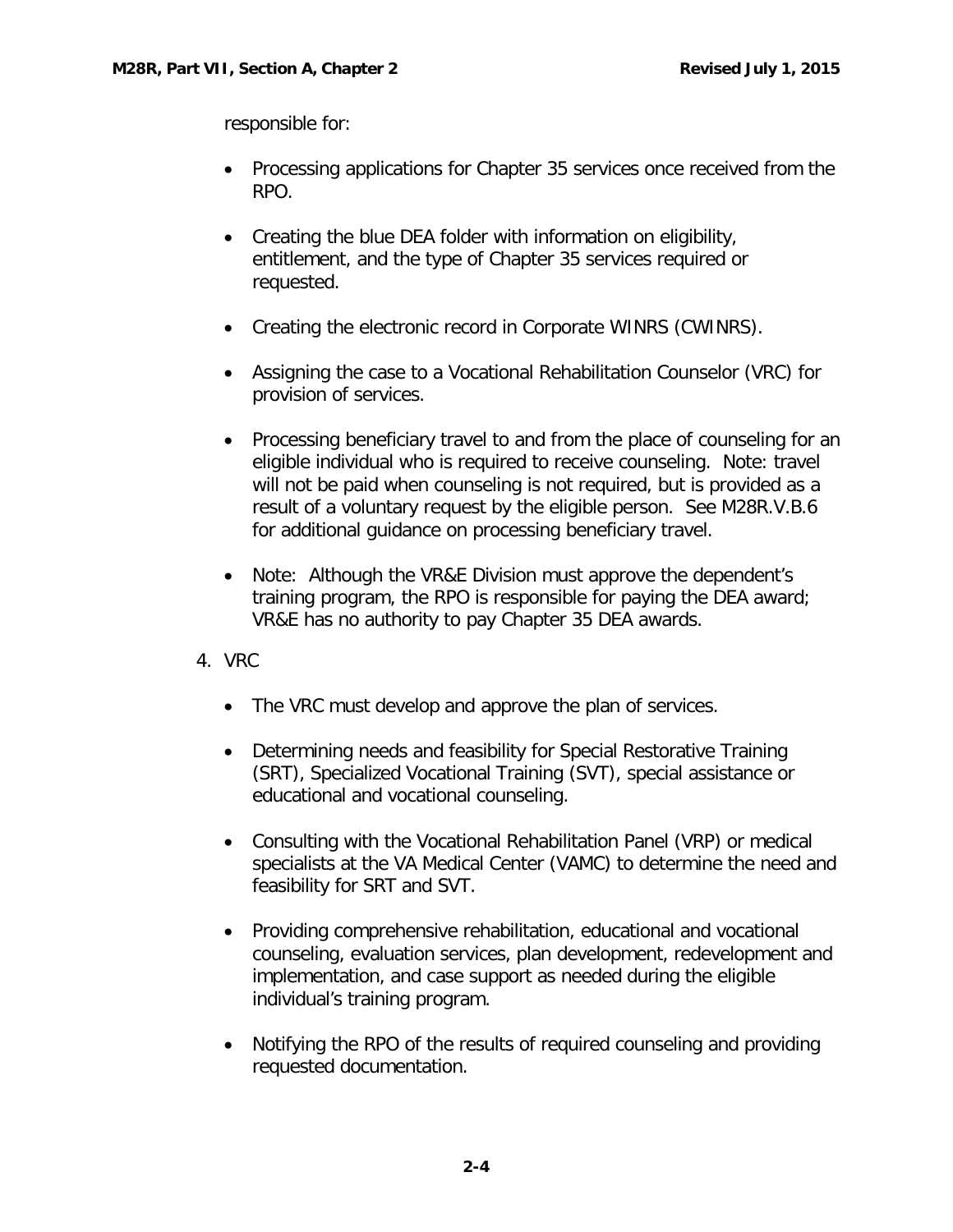responsible for:

- Processing applications for Chapter 35 services once received from the RPO.

- Creating the blue DEA folder with information on eligibility, entitlement, and the type of Chapter 35 services required or requested.

- Creating the electronic record in Corporate WINRS (CWINRS).

- Assigning the case to a Vocational Rehabilitation Counselor (VRC) for provision of services.

- Processing beneficiary travel to and from the place of counseling for an eligible individual who is required to receive counseling. Note: travel will not be paid when counseling is not required, but is provided as a result of a voluntary request by the eligible person. See M28R.V.B.6 for additional guidance on processing beneficiary travel.

- Note: Although the VR&E Division must approve the dependent's training program, the RPO is responsible for paying the DEA award; VR&E has no authority to pay Chapter 35 DEA awards.

4. VRC

   - The VRC must develop and approve the plan of services.

   - Determining needs and feasibility for Special Restorative Training (SRT), Specialized Vocational Training (SVT), special assistance or educational and vocational counseling.

   - Consulting with the Vocational Rehabilitation Panel (VRP) or medical specialists at the VA Medical Center (VAMC) to determine the need and feasibility for SRT and SVT.

   - Providing comprehensive rehabilitation, educational and vocational counseling, evaluation services, plan development, redevelopment and implementation, and case support as needed during the eligible individual's training program.

   - Notifying the RPO of the results of required counseling and providing requested documentation.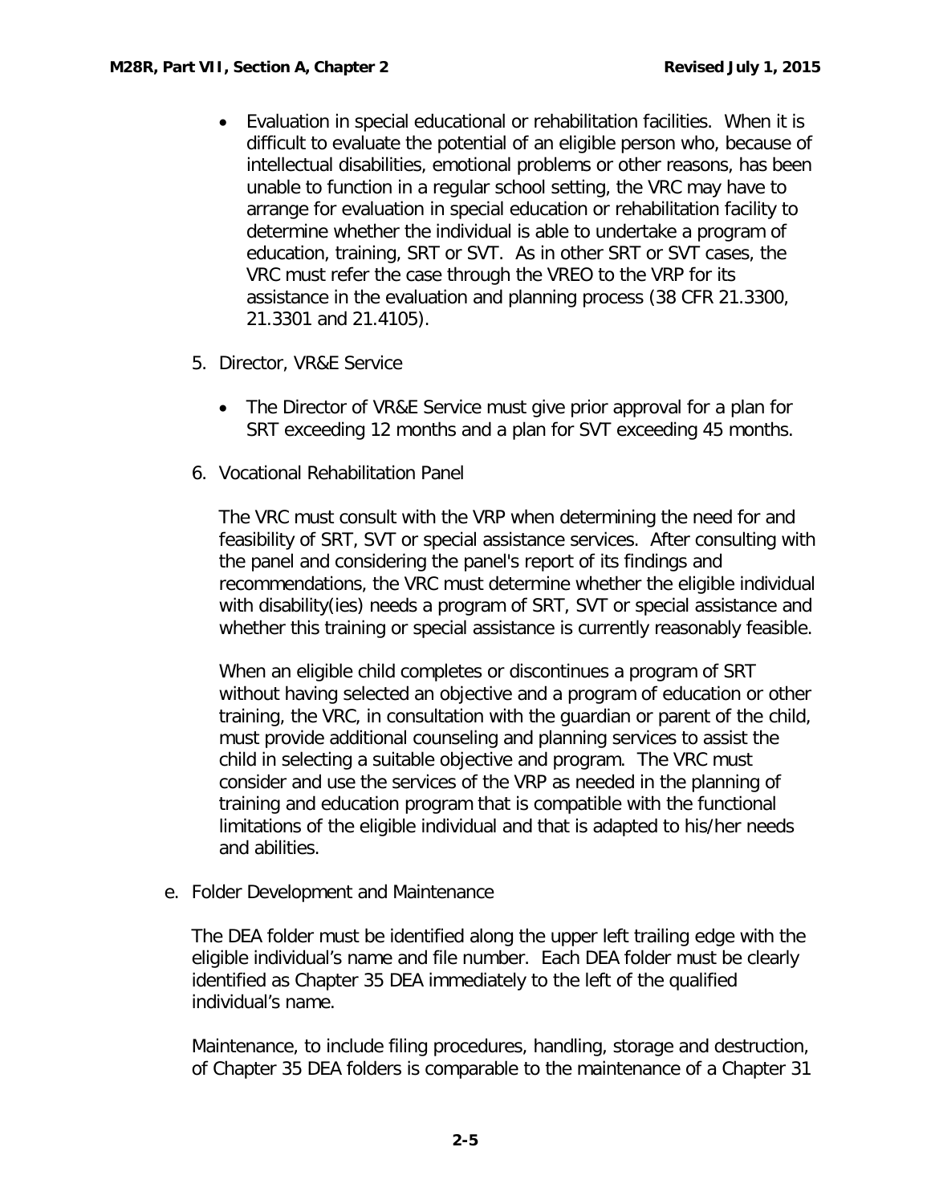- Evaluation in special educational or rehabilitation facilities. When it is difficult to evaluate the potential of an eligible person who, because of intellectual disabilities, emotional problems or other reasons, has been unable to function in a regular school setting, the VRC may have to arrange for evaluation in special education or rehabilitation facility to determine whether the individual is able to undertake a program of education, training, SRT or SVT. As in other SRT or SVT cases, the VRC must refer the case through the VREO to the VRP for its assistance in the evaluation and planning process (38 CFR 21.3300, 21.3301 and 21.4105).

5. Director, VR&E Service

   - The Director of VR&E Service must give prior approval for a plan for SRT exceeding 12 months and a plan for SVT exceeding 45 months.

6. Vocational Rehabilitation Panel

   The VRC must consult with the VRP when determining the need for and feasibility of SRT, SVT or special assistance services. After consulting with the panel and considering the panel's report of its findings and recommendations, the VRC must determine whether the eligible individual with disability(ies) needs a program of SRT, SVT or special assistance and whether this training or special assistance is currently reasonably feasible.

   When an eligible child completes or discontinues a program of SRT without having selected an objective and a program of education or other training, the VRC, in consultation with the guardian or parent of the child, must provide additional counseling and planning services to assist the child in selecting a suitable objective and program. The VRC must consider and use the services of the VRP as needed in the planning of training and education program that is compatible with the functional limitations of the eligible individual and that is adapted to his/her needs and abilities.

e. Folder Development and Maintenance

The DEA folder must be identified along the upper left trailing edge with the eligible individual's name and file number. Each DEA folder must be clearly identified as Chapter 35 DEA immediately to the left of the qualified individual's name.

Maintenance, to include filing procedures, handling, storage and destruction, of Chapter 35 DEA folders is comparable to the maintenance of a Chapter 31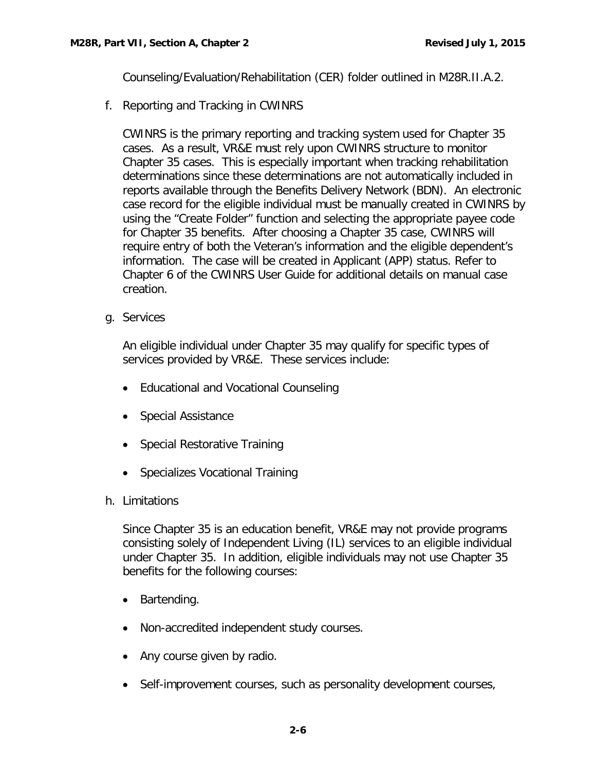Counseling/Evaluation/Rehabilitation (CER) folder outlined in M28R.II.A.2.

f. Reporting and Tracking in CWINRS

CWINRS is the primary reporting and tracking system used for Chapter 35 cases. As a result, VR&E must rely upon CWINRS structure to monitor Chapter 35 cases. This is especially important when tracking rehabilitation determinations since these determinations are not automatically included in reports available through the Benefits Delivery Network (BDN). An electronic case record for the eligible individual must be manually created in CWINRS by using the "Create Folder" function and selecting the appropriate payee code for Chapter 35 benefits. After choosing a Chapter 35 case, CWINRS will require entry of both the Veteran's information and the eligible dependent's information. The case will be created in Applicant (APP) status. Refer to Chapter 6 of the CWINRS User Guide for additional details on manual case creation.

g. Services

An eligible individual under Chapter 35 may qualify for specific types of services provided by VR&E. These services include:

- Educational and Vocational Counseling
- Special Assistance
- Special Restorative Training
- Specializes Vocational Training

h. Limitations

Since Chapter 35 is an education benefit, VR&E may not provide programs consisting solely of Independent Living (IL) services to an eligible individual under Chapter 35. In addition, eligible individuals may not use Chapter 35 benefits for the following courses:

- Bartending.
- Non-accredited independent study courses.
- Any course given by radio.
- Self-improvement courses, such as personality development courses,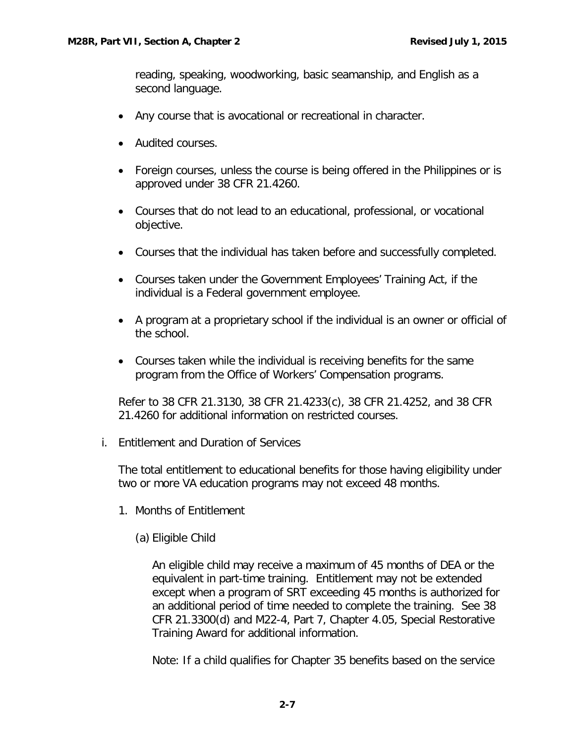reading, speaking, woodworking, basic seamanship, and English as a second language.

- Any course that is avocational or recreational in character.
- Audited courses.
- Foreign courses, unless the course is being offered in the Philippines or is approved under 38 CFR 21.4260.
- Courses that do not lead to an educational, professional, or vocational objective.
- Courses that the individual has taken before and successfully completed.
- Courses taken under the Government Employees' Training Act, if the individual is a Federal government employee.
- A program at a proprietary school if the individual is an owner or official of the school.
- Courses taken while the individual is receiving benefits for the same program from the Office of Workers' Compensation programs.

Refer to 38 CFR 21.3130, 38 CFR 21.4233(c), 38 CFR 21.4252, and 38 CFR 21.4260 for additional information on restricted courses.

i. Entitlement and Duration of Services

The total entitlement to educational benefits for those having eligibility under two or more VA education programs may not exceed 48 months.

1. Months of Entitlement

(a) Eligible Child

An eligible child may receive a maximum of 45 months of DEA or the equivalent in part-time training. Entitlement may not be extended except when a program of SRT exceeding 45 months is authorized for an additional period of time needed to complete the training. See 38 CFR 21.3300(d) and M22-4, Part 7, Chapter 4.05, Special Restorative Training Award for additional information.

Note: If a child qualifies for Chapter 35 benefits based on the service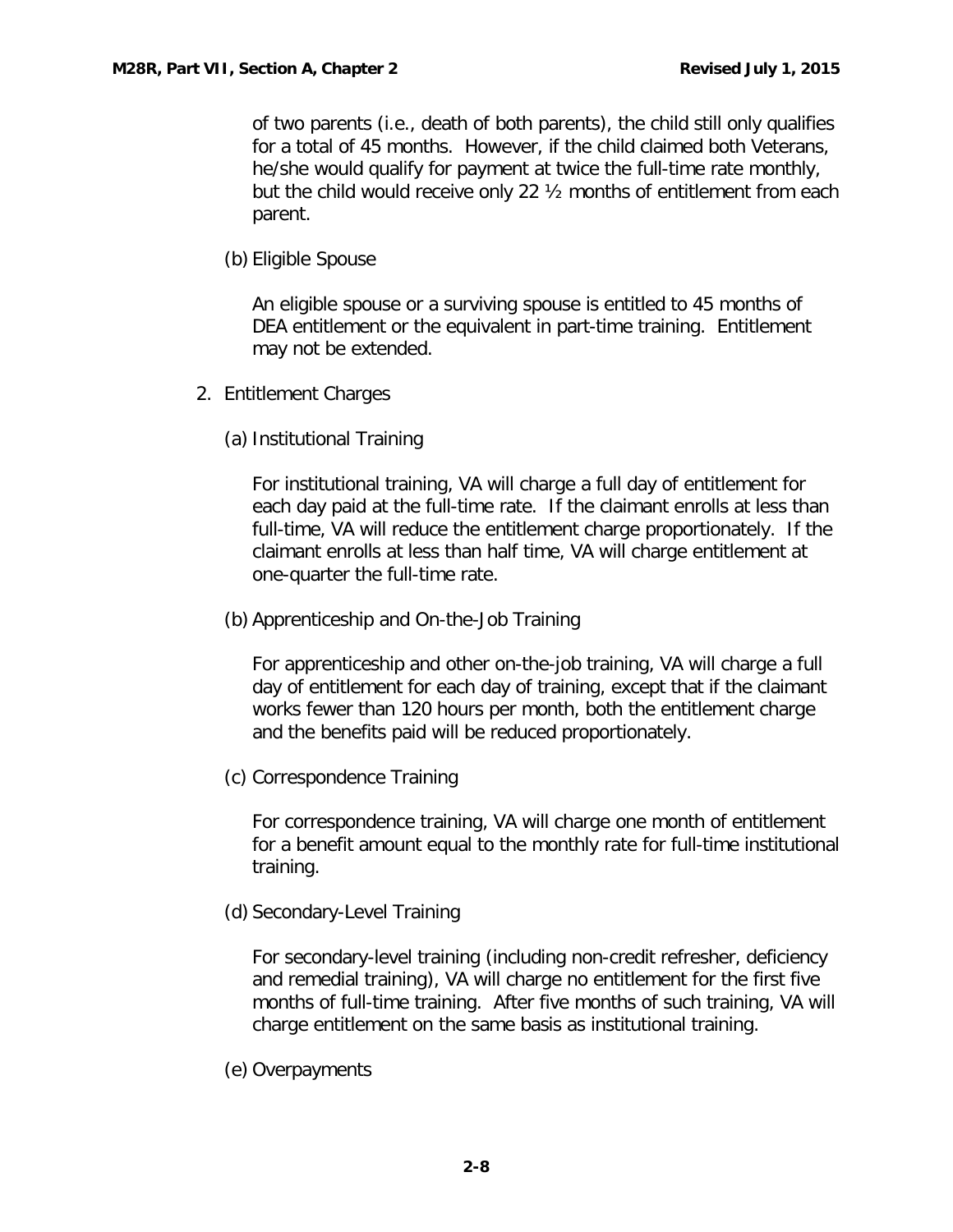of two parents (i.e., death of both parents), the child still only qualifies for a total of 45 months. However, if the child claimed both Veterans, he/she would qualify for payment at twice the full-time rate monthly, but the child would receive only 22 ½ months of entitlement from each parent.

(b) Eligible Spouse

An eligible spouse or a surviving spouse is entitled to 45 months of DEA entitlement or the equivalent in part-time training. Entitlement may not be extended.

2. Entitlement Charges

(a) Institutional Training

For institutional training, VA will charge a full day of entitlement for each day paid at the full-time rate. If the claimant enrolls at less than full-time, VA will reduce the entitlement charge proportionately. If the claimant enrolls at less than half time, VA will charge entitlement at one-quarter the full-time rate.

(b) Apprenticeship and On-the-Job Training

For apprenticeship and other on-the-job training, VA will charge a full day of entitlement for each day of training, except that if the claimant works fewer than 120 hours per month, both the entitlement charge and the benefits paid will be reduced proportionately.

(c) Correspondence Training

For correspondence training, VA will charge one month of entitlement for a benefit amount equal to the monthly rate for full-time institutional training.

(d) Secondary-Level Training

For secondary-level training (including non-credit refresher, deficiency and remedial training), VA will charge no entitlement for the first five months of full-time training. After five months of such training, VA will charge entitlement on the same basis as institutional training.

(e) Overpayments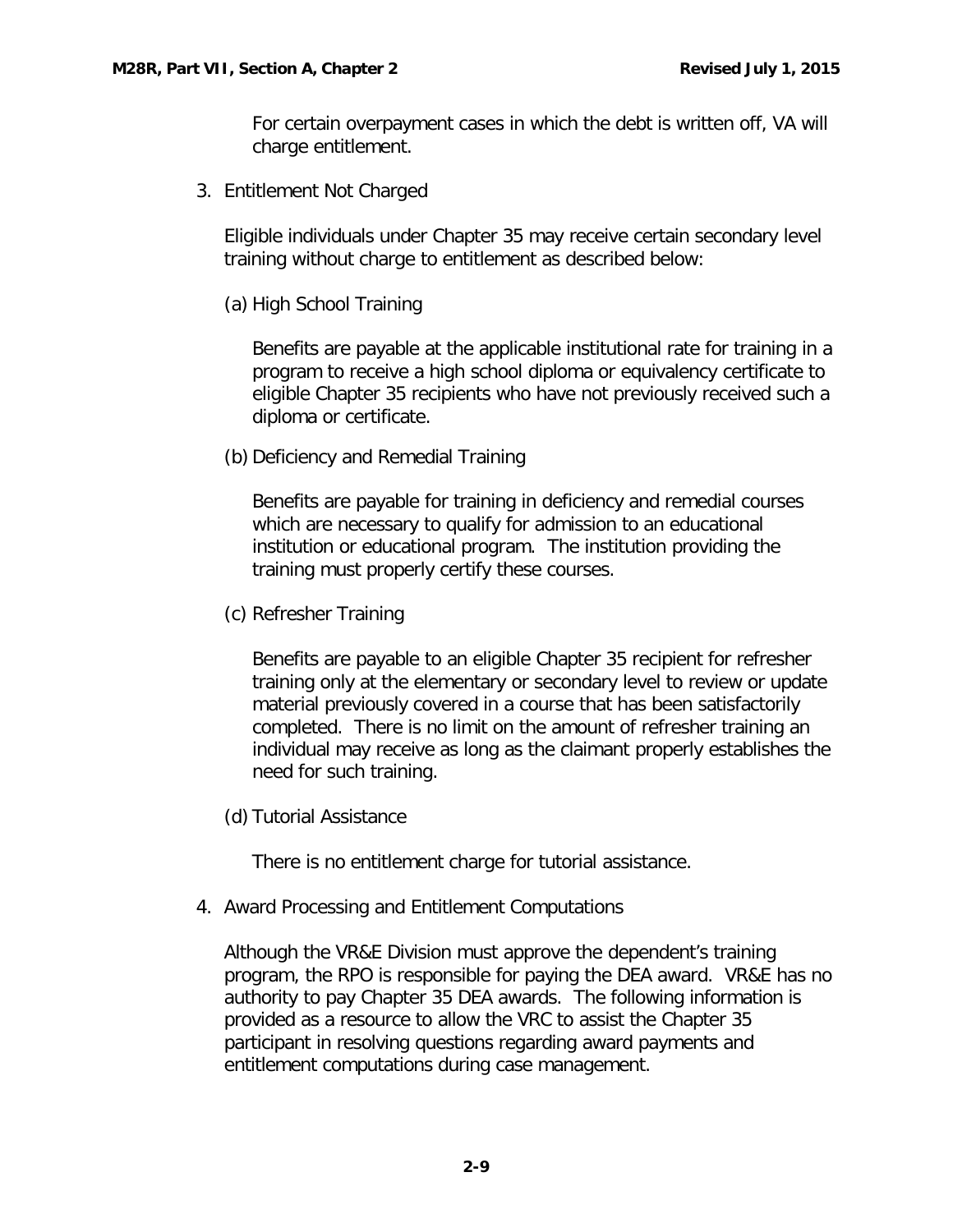For certain overpayment cases in which the debt is written off, VA will charge entitlement.

3. Entitlement Not Charged

   Eligible individuals under Chapter 35 may receive certain secondary level training without charge to entitlement as described below:

   (a) High School Training

   Benefits are payable at the applicable institutional rate for training in a program to receive a high school diploma or equivalency certificate to eligible Chapter 35 recipients who have not previously received such a diploma or certificate.

   (b) Deficiency and Remedial Training

   Benefits are payable for training in deficiency and remedial courses which are necessary to qualify for admission to an educational institution or educational program. The institution providing the training must properly certify these courses.

   (c) Refresher Training

   Benefits are payable to an eligible Chapter 35 recipient for refresher training only at the elementary or secondary level to review or update material previously covered in a course that has been satisfactorily completed. There is no limit on the amount of refresher training an individual may receive as long as the claimant properly establishes the need for such training.

   (d) Tutorial Assistance

   There is no entitlement charge for tutorial assistance.

4. Award Processing and Entitlement Computations

   Although the VR&E Division must approve the dependent's training program, the RPO is responsible for paying the DEA award. VR&E has no authority to pay Chapter 35 DEA awards. The following information is provided as a resource to allow the VRC to assist the Chapter 35 participant in resolving questions regarding award payments and entitlement computations during case management.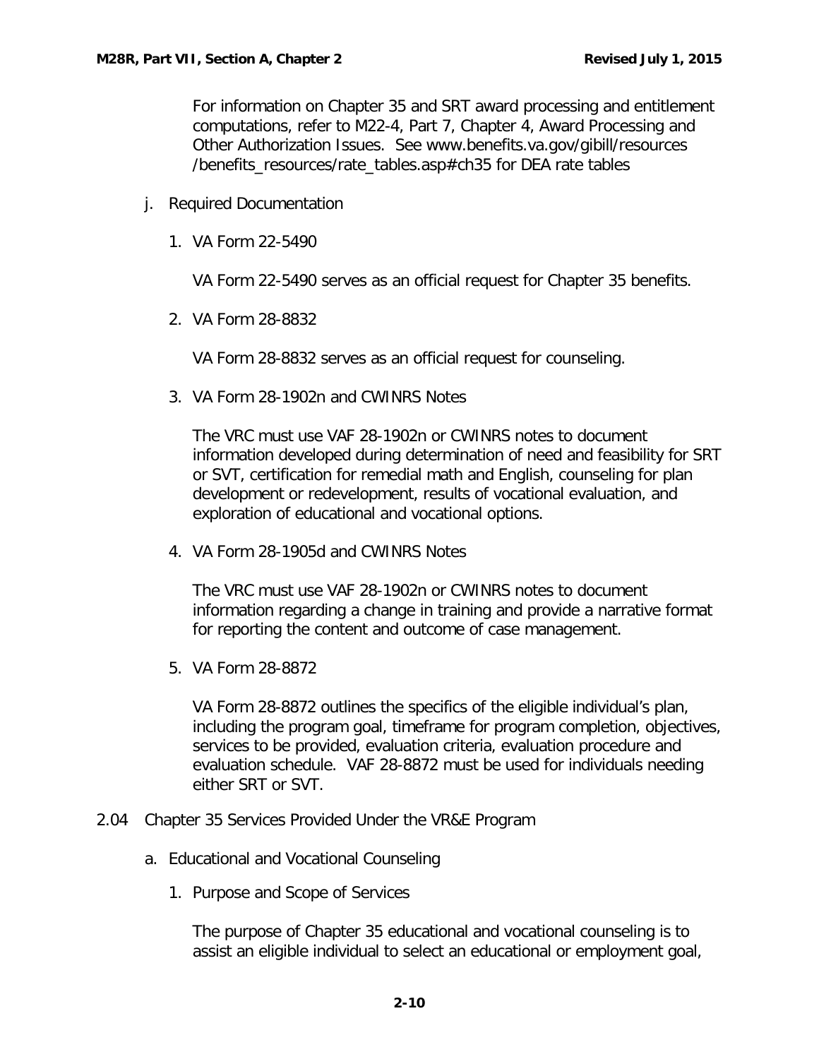For information on Chapter 35 and SRT award processing and entitlement computations, refer to M22-4, Part 7, Chapter 4, Award Processing and Other Authorization Issues. See www.benefits.va.gov/gibill/resources /benefits_resources/rate_tables.asp#ch35 for DEA rate tables

j. Required Documentation

1. VA Form 22-5490

VA Form 22-5490 serves as an official request for Chapter 35 benefits.

2. VA Form 28-8832

VA Form 28-8832 serves as an official request for counseling.

3. VA Form 28-1902n and CWINRS Notes

The VRC must use VAF 28-1902n or CWINRS notes to document information developed during determination of need and feasibility for SRT or SVT, certification for remedial math and English, counseling for plan development or redevelopment, results of vocational evaluation, and exploration of educational and vocational options.

4. VA Form 28-1905d and CWINRS Notes

The VRC must use VAF 28-1902n or CWINRS notes to document information regarding a change in training and provide a narrative format for reporting the content and outcome of case management.

5. VA Form 28-8872

VA Form 28-8872 outlines the specifics of the eligible individual's plan, including the program goal, timeframe for program completion, objectives, services to be provided, evaluation criteria, evaluation procedure and evaluation schedule. VAF 28-8872 must be used for individuals needing either SRT or SVT.

## 2.04 Chapter 35 Services Provided Under the VR&E Program

a. Educational and Vocational Counseling

1. Purpose and Scope of Services

The purpose of Chapter 35 educational and vocational counseling is to assist an eligible individual to select an educational or employment goal,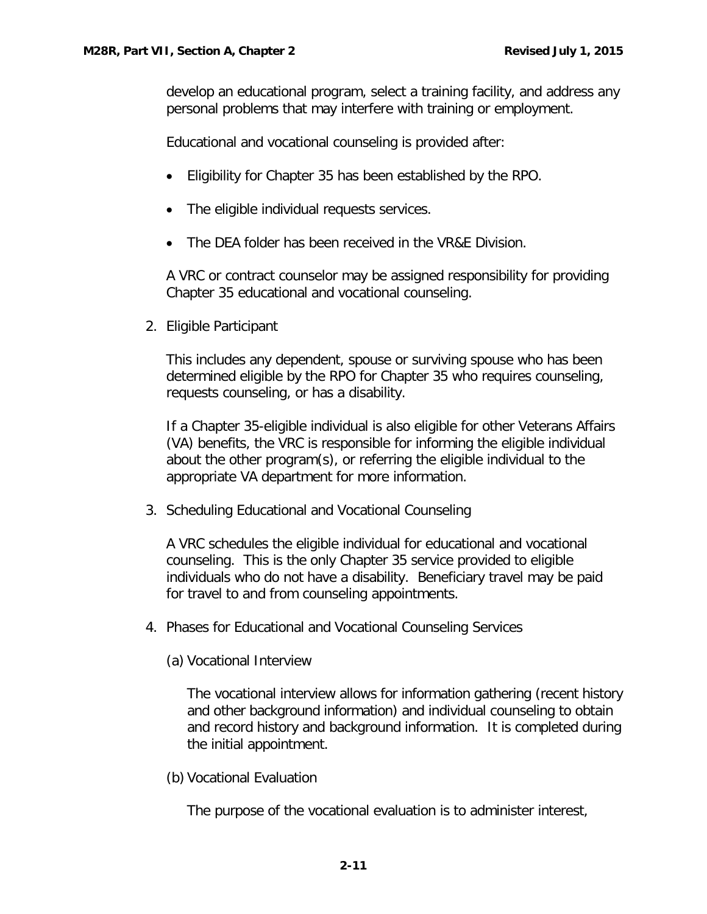develop an educational program, select a training facility, and address any personal problems that may interfere with training or employment.

Educational and vocational counseling is provided after:

- Eligibility for Chapter 35 has been established by the RPO.
- The eligible individual requests services.
- The DEA folder has been received in the VR&E Division.

A VRC or contract counselor may be assigned responsibility for providing Chapter 35 educational and vocational counseling.

2. Eligible Participant

   This includes any dependent, spouse or surviving spouse who has been determined eligible by the RPO for Chapter 35 who requires counseling, requests counseling, or has a disability.

   If a Chapter 35-eligible individual is also eligible for other Veterans Affairs (VA) benefits, the VRC is responsible for informing the eligible individual about the other program(s), or referring the eligible individual to the appropriate VA department for more information.

3. Scheduling Educational and Vocational Counseling

   A VRC schedules the eligible individual for educational and vocational counseling. This is the only Chapter 35 service provided to eligible individuals who do not have a disability. Beneficiary travel may be paid for travel to and from counseling appointments.

4. Phases for Educational and Vocational Counseling Services

   (a) Vocational Interview

   The vocational interview allows for information gathering (recent history and other background information) and individual counseling to obtain and record history and background information. It is completed during the initial appointment.

   (b) Vocational Evaluation

   The purpose of the vocational evaluation is to administer interest,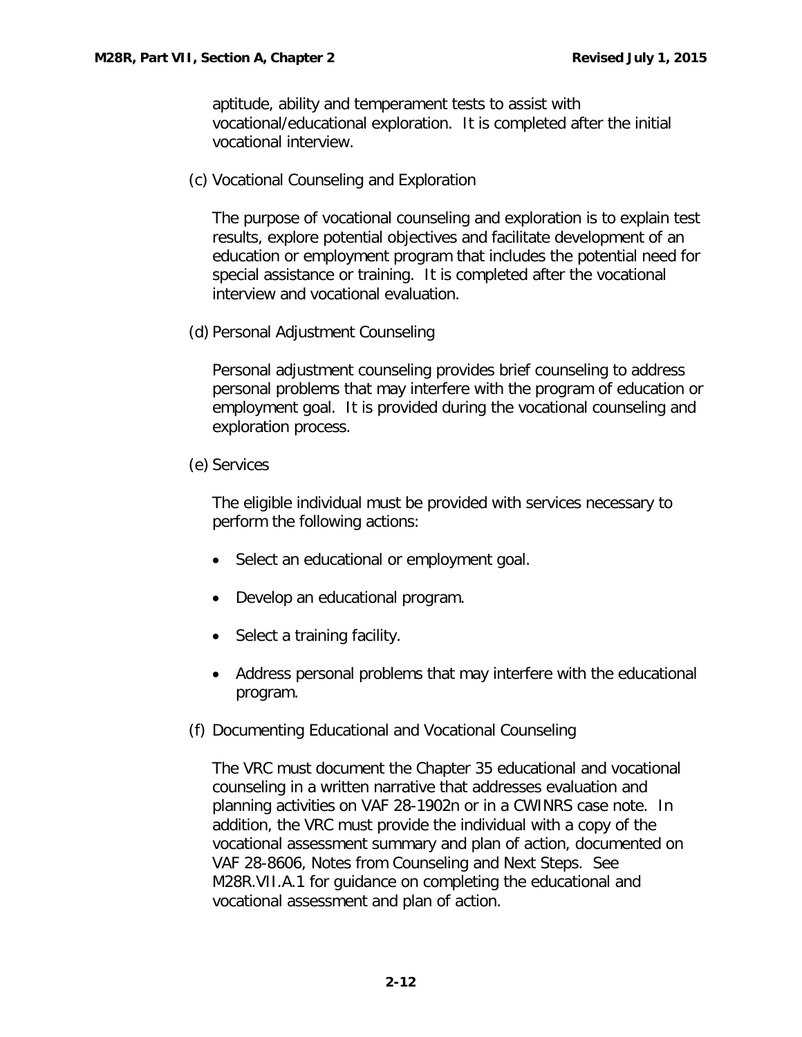aptitude, ability and temperament tests to assist with vocational/educational exploration. It is completed after the initial vocational interview.

(c) Vocational Counseling and Exploration

The purpose of vocational counseling and exploration is to explain test results, explore potential objectives and facilitate development of an education or employment program that includes the potential need for special assistance or training. It is completed after the vocational interview and vocational evaluation.

(d) Personal Adjustment Counseling

Personal adjustment counseling provides brief counseling to address personal problems that may interfere with the program of education or employment goal. It is provided during the vocational counseling and exploration process.

(e) Services

The eligible individual must be provided with services necessary to perform the following actions:

- Select an educational or employment goal.
- Develop an educational program.
- Select a training facility.
- Address personal problems that may interfere with the educational program.

(f) Documenting Educational and Vocational Counseling

The VRC must document the Chapter 35 educational and vocational counseling in a written narrative that addresses evaluation and planning activities on VAF 28-1902n or in a CWINRS case note. In addition, the VRC must provide the individual with a copy of the vocational assessment summary and plan of action, documented on VAF 28-8606, Notes from Counseling and Next Steps. See M28R.VII.A.1 for guidance on completing the educational and vocational assessment and plan of action.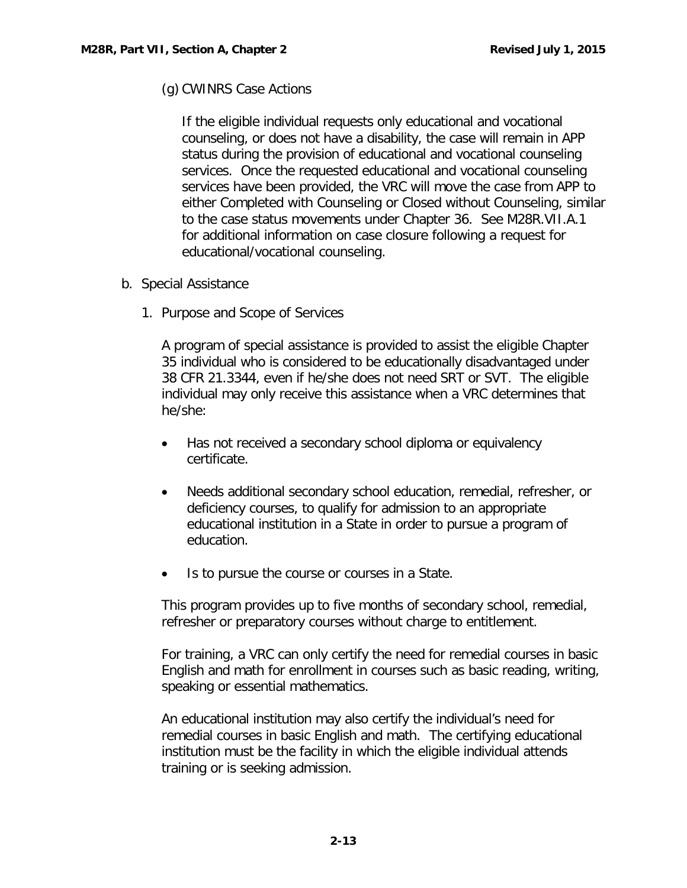(g) CWINRS Case Actions

If the eligible individual requests only educational and vocational counseling, or does not have a disability, the case will remain in APP status during the provision of educational and vocational counseling services. Once the requested educational and vocational counseling services have been provided, the VRC will move the case from APP to either Completed with Counseling or Closed without Counseling, similar to the case status movements under Chapter 36. See M28R.VII.A.1 for additional information on case closure following a request for educational/vocational counseling.

b. Special Assistance

1. Purpose and Scope of Services

A program of special assistance is provided to assist the eligible Chapter 35 individual who is considered to be educationally disadvantaged under 38 CFR 21.3344, even if he/she does not need SRT or SVT. The eligible individual may only receive this assistance when a VRC determines that he/she:

- Has not received a secondary school diploma or equivalency certificate.
- Needs additional secondary school education, remedial, refresher, or deficiency courses, to qualify for admission to an appropriate educational institution in a State in order to pursue a program of education.
- Is to pursue the course or courses in a State.

This program provides up to five months of secondary school, remedial, refresher or preparatory courses without charge to entitlement.

For training, a VRC can only certify the need for remedial courses in basic English and math for enrollment in courses such as basic reading, writing, speaking or essential mathematics.

An educational institution may also certify the individual's need for remedial courses in basic English and math. The certifying educational institution must be the facility in which the eligible individual attends training or is seeking admission.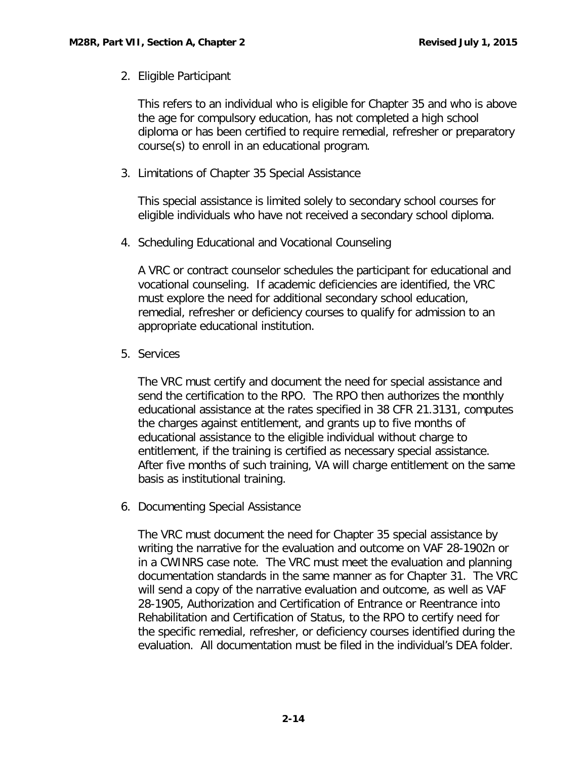2. Eligible Participant

   This refers to an individual who is eligible for Chapter 35 and who is above the age for compulsory education, has not completed a high school diploma or has been certified to require remedial, refresher or preparatory course(s) to enroll in an educational program.

3. Limitations of Chapter 35 Special Assistance

   This special assistance is limited solely to secondary school courses for eligible individuals who have not received a secondary school diploma.

4. Scheduling Educational and Vocational Counseling

   A VRC or contract counselor schedules the participant for educational and vocational counseling. If academic deficiencies are identified, the VRC must explore the need for additional secondary school education, remedial, refresher or deficiency courses to qualify for admission to an appropriate educational institution.

5. Services

   The VRC must certify and document the need for special assistance and send the certification to the RPO. The RPO then authorizes the monthly educational assistance at the rates specified in 38 CFR 21.3131, computes the charges against entitlement, and grants up to five months of educational assistance to the eligible individual without charge to entitlement, if the training is certified as necessary special assistance. After five months of such training, VA will charge entitlement on the same basis as institutional training.

6. Documenting Special Assistance

   The VRC must document the need for Chapter 35 special assistance by writing the narrative for the evaluation and outcome on VAF 28-1902n or in a CWINRS case note. The VRC must meet the evaluation and planning documentation standards in the same manner as for Chapter 31. The VRC will send a copy of the narrative evaluation and outcome, as well as VAF 28-1905, Authorization and Certification of Entrance or Reentrance into Rehabilitation and Certification of Status, to the RPO to certify need for the specific remedial, refresher, or deficiency courses identified during the evaluation. All documentation must be filed in the individual's DEA folder.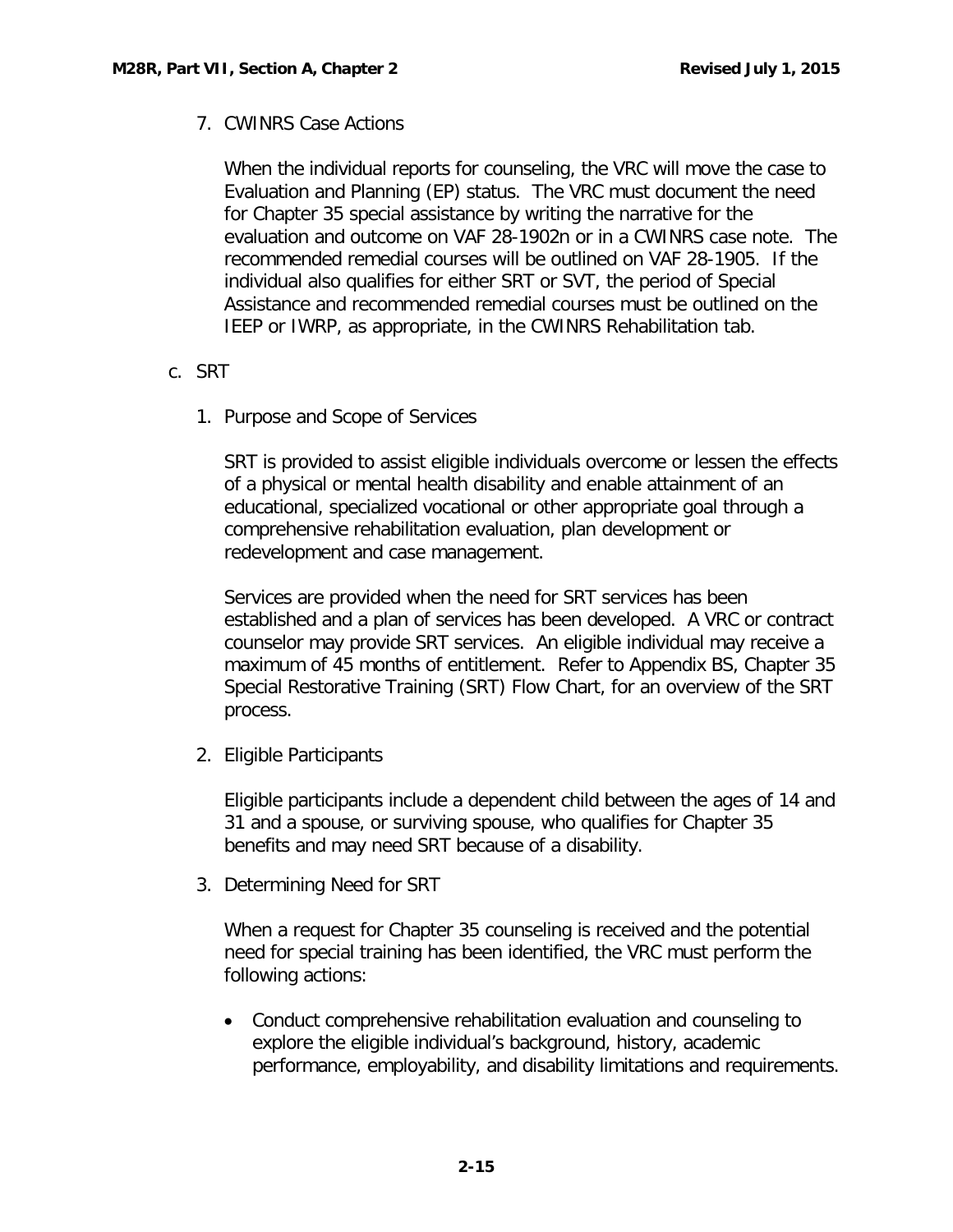7. CWINRS Case Actions

   When the individual reports for counseling, the VRC will move the case to Evaluation and Planning (EP) status. The VRC must document the need for Chapter 35 special assistance by writing the narrative for the evaluation and outcome on VAF 28-1902n or in a CWINRS case note. The recommended remedial courses will be outlined on VAF 28-1905. If the individual also qualifies for either SRT or SVT, the period of Special Assistance and recommended remedial courses must be outlined on the IEEP or IWRP, as appropriate, in the CWINRS Rehabilitation tab.

c. SRT

1. Purpose and Scope of Services

   SRT is provided to assist eligible individuals overcome or lessen the effects of a physical or mental health disability and enable attainment of an educational, specialized vocational or other appropriate goal through a comprehensive rehabilitation evaluation, plan development or redevelopment and case management.

   Services are provided when the need for SRT services has been established and a plan of services has been developed. A VRC or contract counselor may provide SRT services. An eligible individual may receive a maximum of 45 months of entitlement. Refer to Appendix BS, Chapter 35 Special Restorative Training (SRT) Flow Chart, for an overview of the SRT process.

2. Eligible Participants

   Eligible participants include a dependent child between the ages of 14 and 31 and a spouse, or surviving spouse, who qualifies for Chapter 35 benefits and may need SRT because of a disability.

3. Determining Need for SRT

   When a request for Chapter 35 counseling is received and the potential need for special training has been identified, the VRC must perform the following actions:

   - Conduct comprehensive rehabilitation evaluation and counseling to explore the eligible individual's background, history, academic performance, employability, and disability limitations and requirements.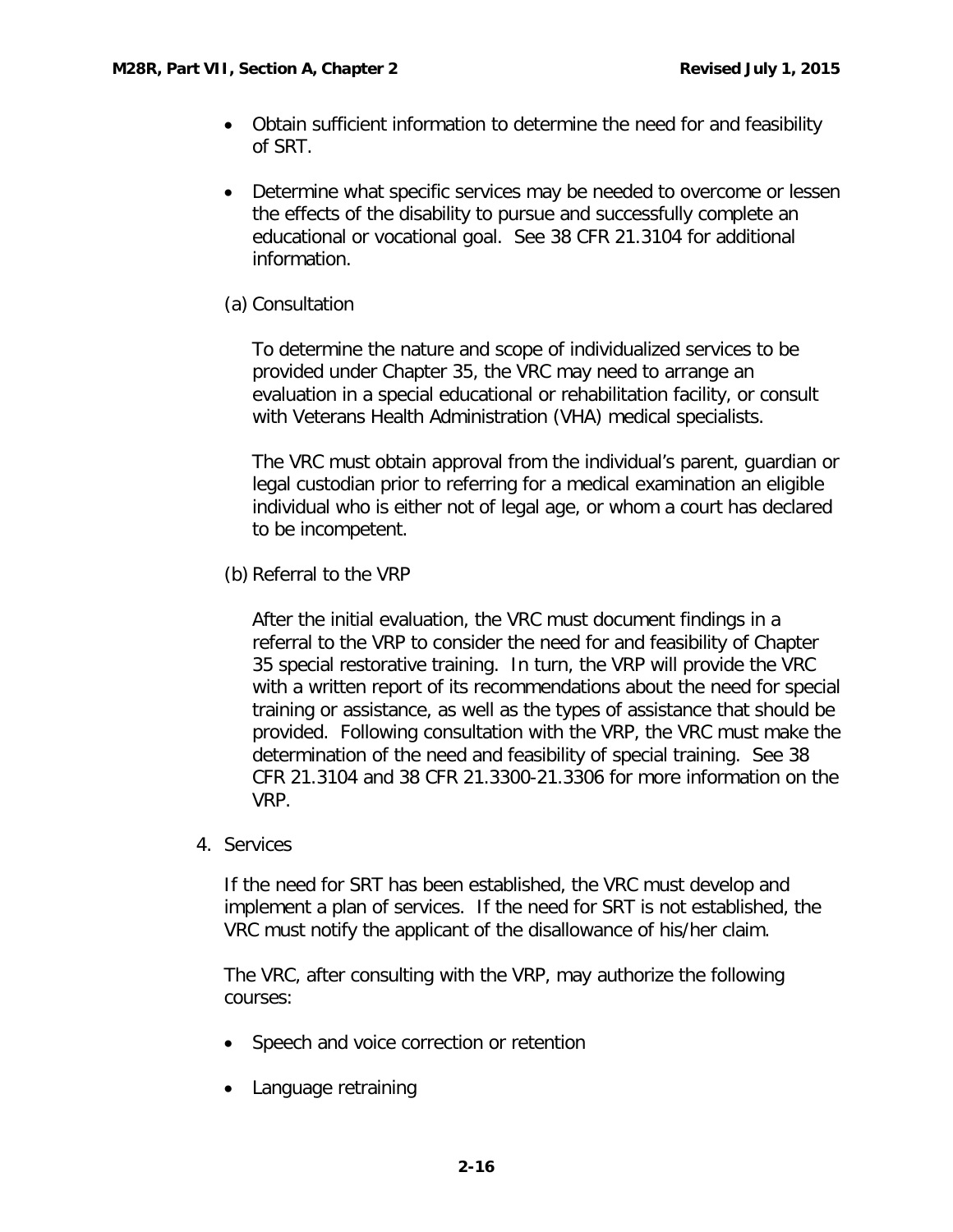- Obtain sufficient information to determine the need for and feasibility of SRT.

- Determine what specific services may be needed to overcome or lessen the effects of the disability to pursue and successfully complete an educational or vocational goal. See 38 CFR 21.3104 for additional information.

(a) Consultation

To determine the nature and scope of individualized services to be provided under Chapter 35, the VRC may need to arrange an evaluation in a special educational or rehabilitation facility, or consult with Veterans Health Administration (VHA) medical specialists.

The VRC must obtain approval from the individual's parent, guardian or legal custodian prior to referring for a medical examination an eligible individual who is either not of legal age, or whom a court has declared to be incompetent.

(b) Referral to the VRP

After the initial evaluation, the VRC must document findings in a referral to the VRP to consider the need for and feasibility of Chapter 35 special restorative training. In turn, the VRP will provide the VRC with a written report of its recommendations about the need for special training or assistance, as well as the types of assistance that should be provided. Following consultation with the VRP, the VRC must make the determination of the need and feasibility of special training. See 38 CFR 21.3104 and 38 CFR 21.3300-21.3306 for more information on the VRP.

4. Services

If the need for SRT has been established, the VRC must develop and implement a plan of services. If the need for SRT is not established, the VRC must notify the applicant of the disallowance of his/her claim.

The VRC, after consulting with the VRP, may authorize the following courses:

- Speech and voice correction or retention

- Language retraining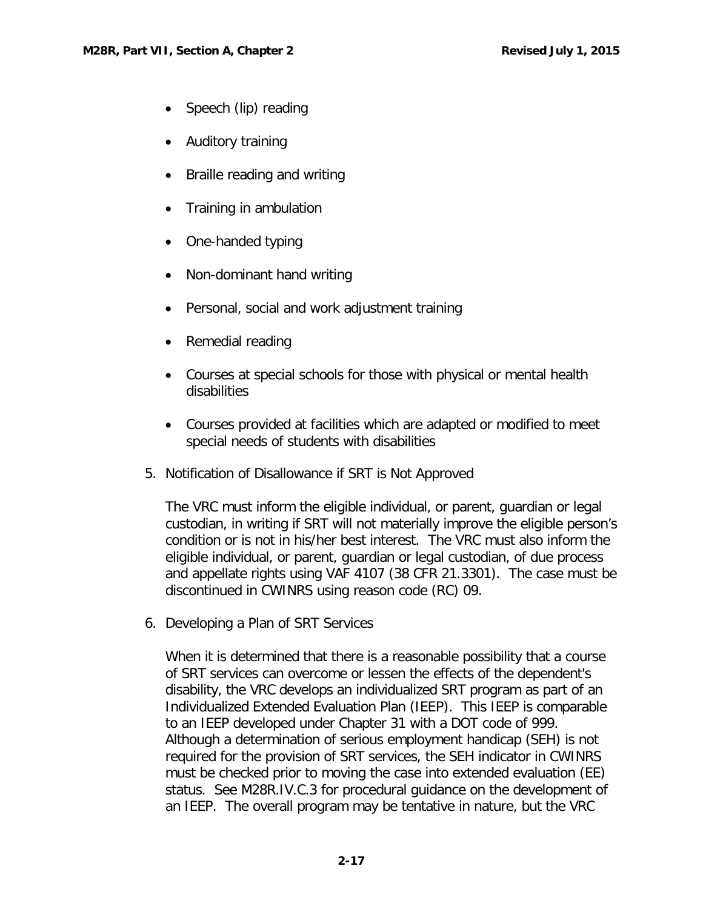- Speech (lip) reading
- Auditory training
- Braille reading and writing
- Training in ambulation
- One-handed typing
- Non-dominant hand writing
- Personal, social and work adjustment training
- Remedial reading
- Courses at special schools for those with physical or mental health disabilities
- Courses provided at facilities which are adapted or modified to meet special needs of students with disabilities

5. Notification of Disallowance if SRT is Not Approved

   The VRC must inform the eligible individual, or parent, guardian or legal custodian, in writing if SRT will not materially improve the eligible person's condition or is not in his/her best interest. The VRC must also inform the eligible individual, or parent, guardian or legal custodian, of due process and appellate rights using VAF 4107 (38 CFR 21.3301). The case must be discontinued in CWINRS using reason code (RC) 09.

6. Developing a Plan of SRT Services

   When it is determined that there is a reasonable possibility that a course of SRT services can overcome or lessen the effects of the dependent's disability, the VRC develops an individualized SRT program as part of an Individualized Extended Evaluation Plan (IEEP). This IEEP is comparable to an IEEP developed under Chapter 31 with a DOT code of 999. Although a determination of serious employment handicap (SEH) is not required for the provision of SRT services, the SEH indicator in CWINRS must be checked prior to moving the case into extended evaluation (EE) status. See M28R.IV.C.3 for procedural guidance on the development of an IEEP. The overall program may be tentative in nature, but the VRC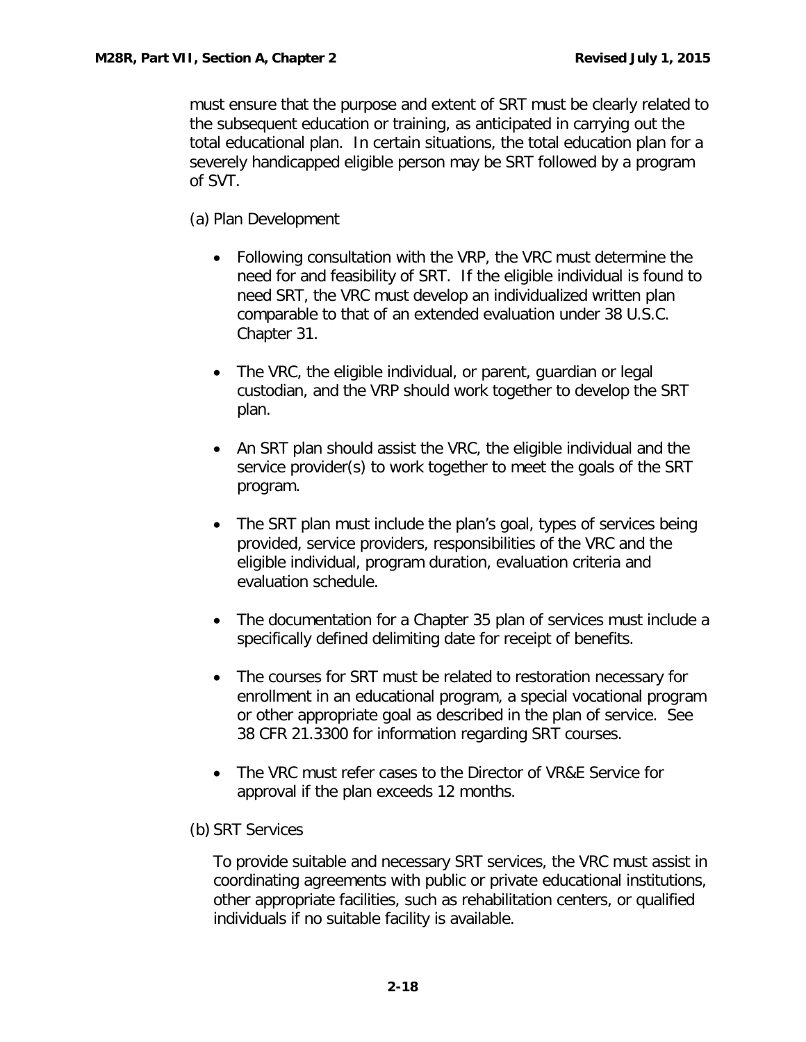must ensure that the purpose and extent of SRT must be clearly related to the subsequent education or training, as anticipated in carrying out the total educational plan. In certain situations, the total education plan for a severely handicapped eligible person may be SRT followed by a program of SVT.

(a) Plan Development

- Following consultation with the VRP, the VRC must determine the need for and feasibility of SRT. If the eligible individual is found to need SRT, the VRC must develop an individualized written plan comparable to that of an extended evaluation under 38 U.S.C. Chapter 31.
- The VRC, the eligible individual, or parent, guardian or legal custodian, and the VRP should work together to develop the SRT plan.
- An SRT plan should assist the VRC, the eligible individual and the service provider(s) to work together to meet the goals of the SRT program.
- The SRT plan must include the plan's goal, types of services being provided, service providers, responsibilities of the VRC and the eligible individual, program duration, evaluation criteria and evaluation schedule.
- The documentation for a Chapter 35 plan of services must include a specifically defined delimiting date for receipt of benefits.
- The courses for SRT must be related to restoration necessary for enrollment in an educational program, a special vocational program or other appropriate goal as described in the plan of service. See 38 CFR 21.3300 for information regarding SRT courses.
- The VRC must refer cases to the Director of VR&E Service for approval if the plan exceeds 12 months.

(b) SRT Services

To provide suitable and necessary SRT services, the VRC must assist in coordinating agreements with public or private educational institutions, other appropriate facilities, such as rehabilitation centers, or qualified individuals if no suitable facility is available.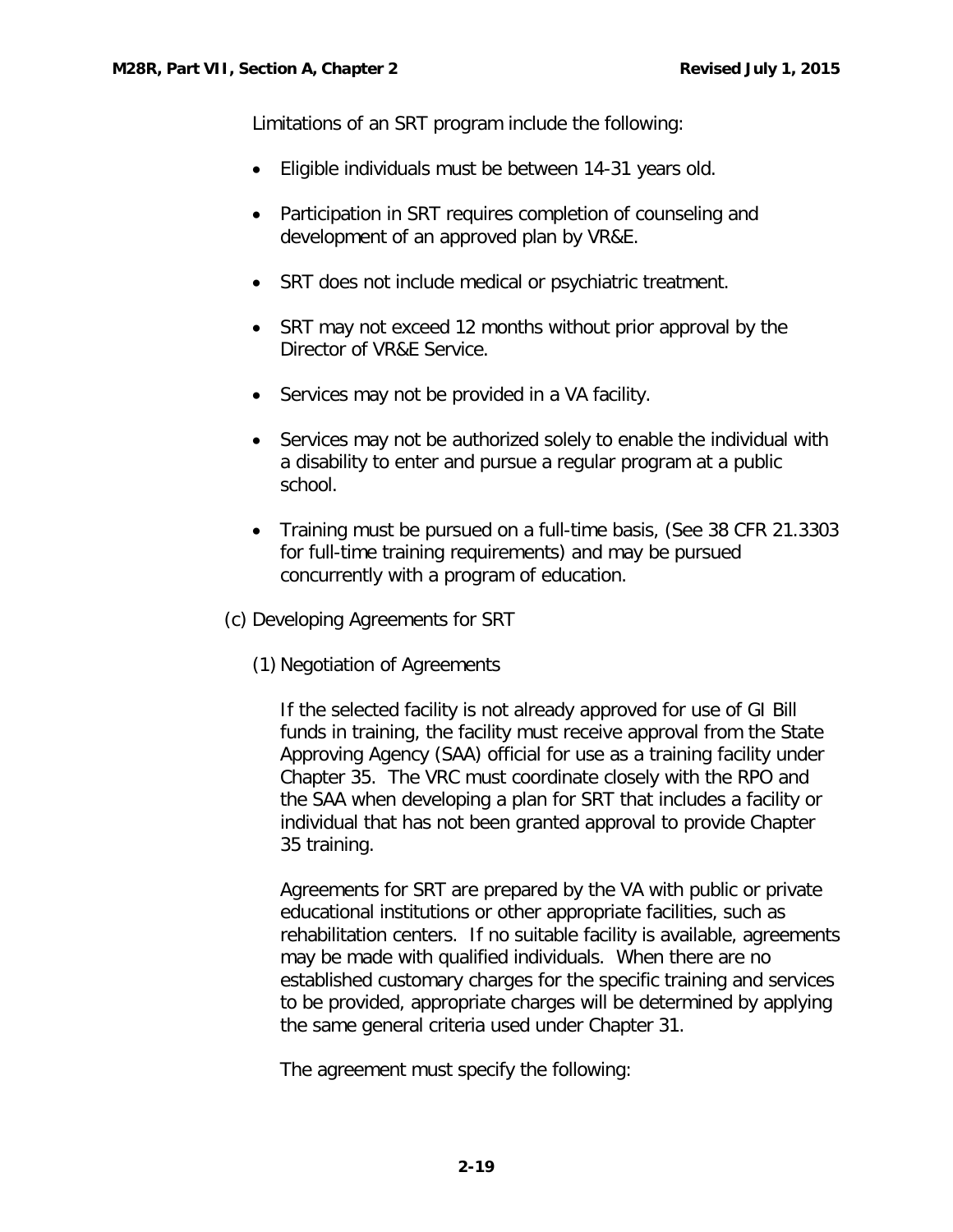Limitations of an SRT program include the following:

- Eligible individuals must be between 14-31 years old.
- Participation in SRT requires completion of counseling and development of an approved plan by VR&E.
- SRT does not include medical or psychiatric treatment.
- SRT may not exceed 12 months without prior approval by the Director of VR&E Service.
- Services may not be provided in a VA facility.
- Services may not be authorized solely to enable the individual with a disability to enter and pursue a regular program at a public school.
- Training must be pursued on a full-time basis, (See 38 CFR 21.3303 for full-time training requirements) and may be pursued concurrently with a program of education.

(c) Developing Agreements for SRT

(1) Negotiation of Agreements

If the selected facility is not already approved for use of GI Bill funds in training, the facility must receive approval from the State Approving Agency (SAA) official for use as a training facility under Chapter 35. The VRC must coordinate closely with the RPO and the SAA when developing a plan for SRT that includes a facility or individual that has not been granted approval to provide Chapter 35 training.

Agreements for SRT are prepared by the VA with public or private educational institutions or other appropriate facilities, such as rehabilitation centers. If no suitable facility is available, agreements may be made with qualified individuals. When there are no established customary charges for the specific training and services to be provided, appropriate charges will be determined by applying the same general criteria used under Chapter 31.

The agreement must specify the following: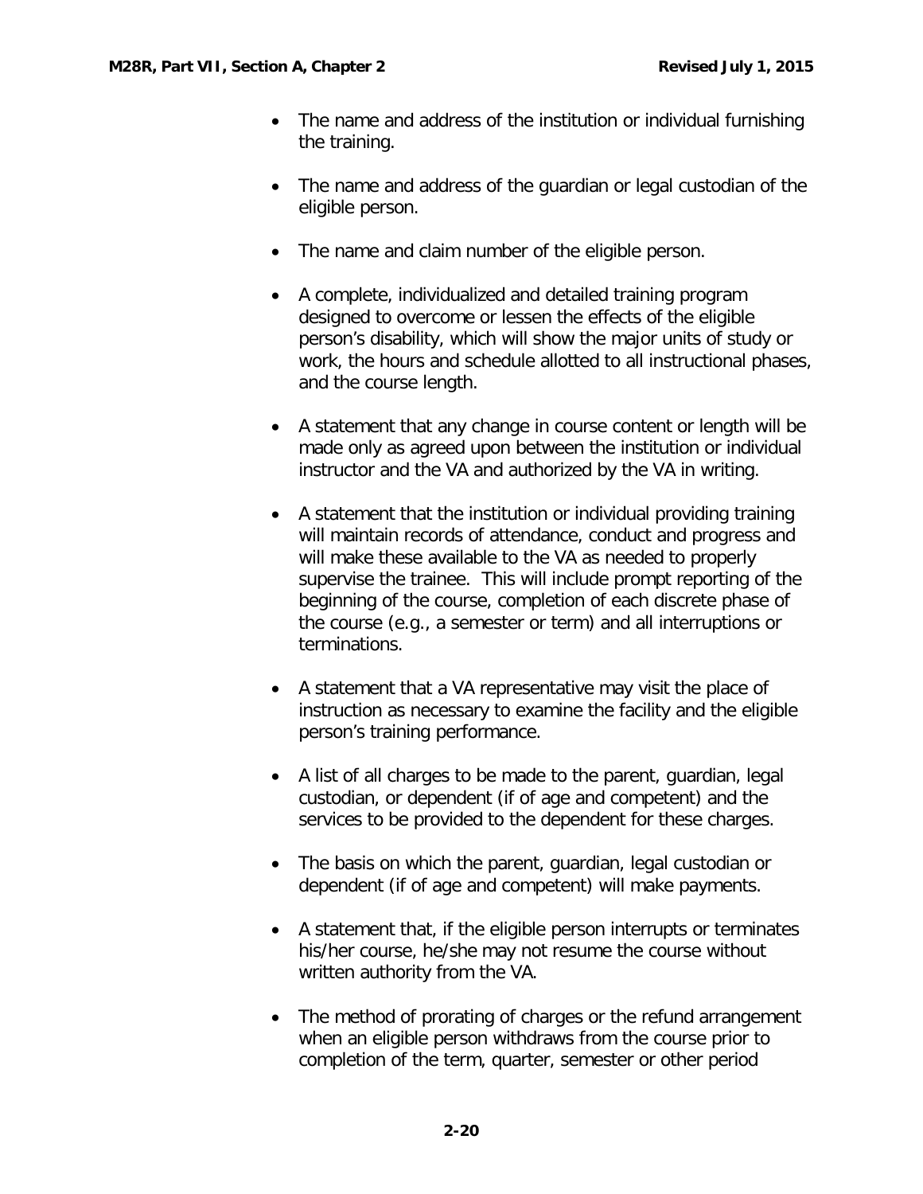- The name and address of the institution or individual furnishing the training.

- The name and address of the guardian or legal custodian of the eligible person.

- The name and claim number of the eligible person.

- A complete, individualized and detailed training program designed to overcome or lessen the effects of the eligible person's disability, which will show the major units of study or work, the hours and schedule allotted to all instructional phases, and the course length.

- A statement that any change in course content or length will be made only as agreed upon between the institution or individual instructor and the VA and authorized by the VA in writing.

- A statement that the institution or individual providing training will maintain records of attendance, conduct and progress and will make these available to the VA as needed to properly supervise the trainee. This will include prompt reporting of the beginning of the course, completion of each discrete phase of the course (e.g., a semester or term) and all interruptions or terminations.

- A statement that a VA representative may visit the place of instruction as necessary to examine the facility and the eligible person's training performance.

- A list of all charges to be made to the parent, guardian, legal custodian, or dependent (if of age and competent) and the services to be provided to the dependent for these charges.

- The basis on which the parent, guardian, legal custodian or dependent (if of age and competent) will make payments.

- A statement that, if the eligible person interrupts or terminates his/her course, he/she may not resume the course without written authority from the VA.

- The method of prorating of charges or the refund arrangement when an eligible person withdraws from the course prior to completion of the term, quarter, semester or other period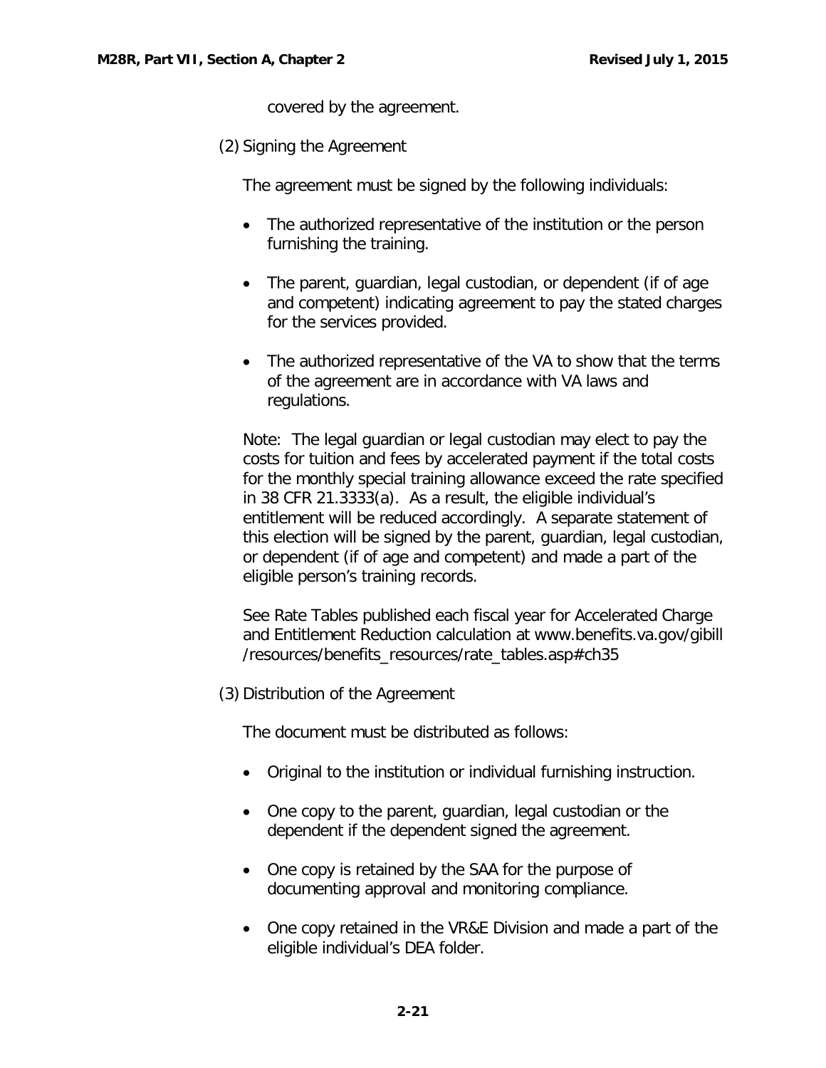covered by the agreement.

(2) Signing the Agreement

The agreement must be signed by the following individuals:

- The authorized representative of the institution or the person furnishing the training.
- The parent, guardian, legal custodian, or dependent (if of age and competent) indicating agreement to pay the stated charges for the services provided.
- The authorized representative of the VA to show that the terms of the agreement are in accordance with VA laws and regulations.

Note: The legal guardian or legal custodian may elect to pay the costs for tuition and fees by accelerated payment if the total costs for the monthly special training allowance exceed the rate specified in 38 CFR 21.3333(a). As a result, the eligible individual's entitlement will be reduced accordingly. A separate statement of this election will be signed by the parent, guardian, legal custodian, or dependent (if of age and competent) and made a part of the eligible person's training records.

See Rate Tables published each fiscal year for Accelerated Charge and Entitlement Reduction calculation at www.benefits.va.gov/gibill/resources/benefits_resources/rate_tables.asp#ch35

(3) Distribution of the Agreement

The document must be distributed as follows:

- Original to the institution or individual furnishing instruction.
- One copy to the parent, guardian, legal custodian or the dependent if the dependent signed the agreement.
- One copy is retained by the SAA for the purpose of documenting approval and monitoring compliance.
- One copy retained in the VR&E Division and made a part of the eligible individual's DEA folder.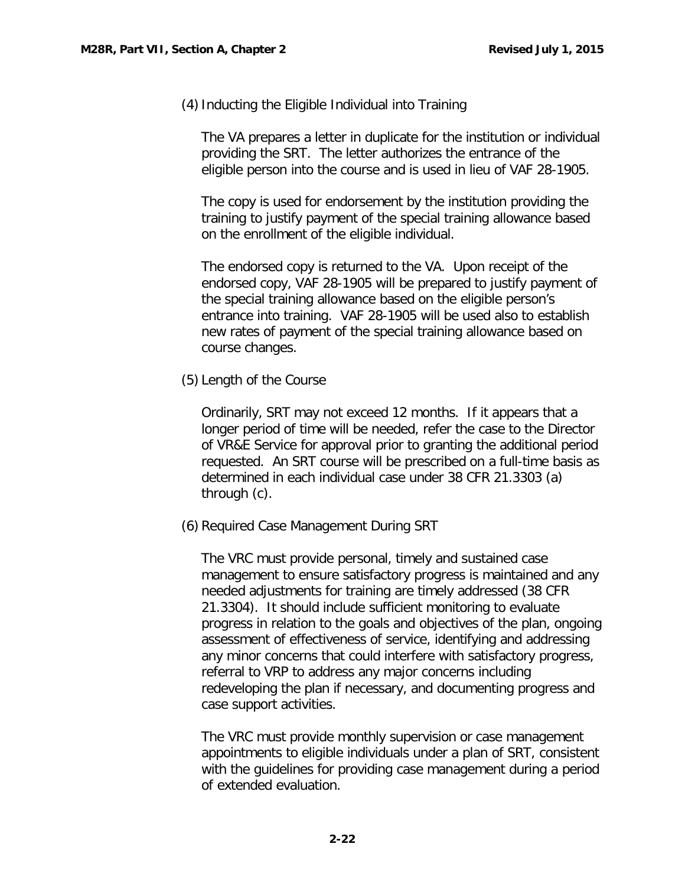(4) Inducting the Eligible Individual into Training

The VA prepares a letter in duplicate for the institution or individual providing the SRT. The letter authorizes the entrance of the eligible person into the course and is used in lieu of VAF 28-1905.

The copy is used for endorsement by the institution providing the training to justify payment of the special training allowance based on the enrollment of the eligible individual.

The endorsed copy is returned to the VA. Upon receipt of the endorsed copy, VAF 28-1905 will be prepared to justify payment of the special training allowance based on the eligible person's entrance into training. VAF 28-1905 will be used also to establish new rates of payment of the special training allowance based on course changes.

(5) Length of the Course

Ordinarily, SRT may not exceed 12 months. If it appears that a longer period of time will be needed, refer the case to the Director of VR&E Service for approval prior to granting the additional period requested. An SRT course will be prescribed on a full-time basis as determined in each individual case under 38 CFR 21.3303 (a) through (c).

(6) Required Case Management During SRT

The VRC must provide personal, timely and sustained case management to ensure satisfactory progress is maintained and any needed adjustments for training are timely addressed (38 CFR 21.3304). It should include sufficient monitoring to evaluate progress in relation to the goals and objectives of the plan, ongoing assessment of effectiveness of service, identifying and addressing any minor concerns that could interfere with satisfactory progress, referral to VRP to address any major concerns including redeveloping the plan if necessary, and documenting progress and case support activities.

The VRC must provide monthly supervision or case management appointments to eligible individuals under a plan of SRT, consistent with the guidelines for providing case management during a period of extended evaluation.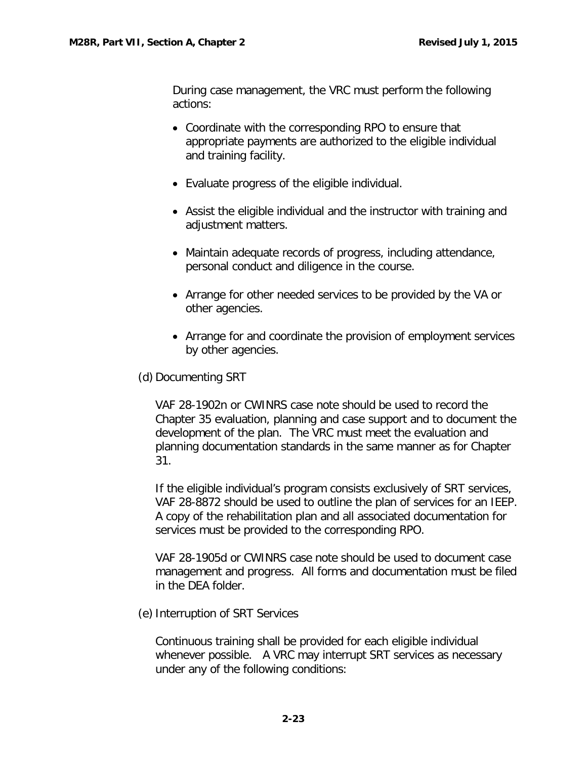During case management, the VRC must perform the following actions:

- Coordinate with the corresponding RPO to ensure that appropriate payments are authorized to the eligible individual and training facility.
- Evaluate progress of the eligible individual.
- Assist the eligible individual and the instructor with training and adjustment matters.
- Maintain adequate records of progress, including attendance, personal conduct and diligence in the course.
- Arrange for other needed services to be provided by the VA or other agencies.
- Arrange for and coordinate the provision of employment services by other agencies.

(d) Documenting SRT

VAF 28-1902n or CWINRS case note should be used to record the Chapter 35 evaluation, planning and case support and to document the development of the plan. The VRC must meet the evaluation and planning documentation standards in the same manner as for Chapter 31.

If the eligible individual's program consists exclusively of SRT services, VAF 28-8872 should be used to outline the plan of services for an IEEP. A copy of the rehabilitation plan and all associated documentation for services must be provided to the corresponding RPO.

VAF 28-1905d or CWINRS case note should be used to document case management and progress. All forms and documentation must be filed in the DEA folder.

(e) Interruption of SRT Services

Continuous training shall be provided for each eligible individual whenever possible. A VRC may interrupt SRT services as necessary under any of the following conditions: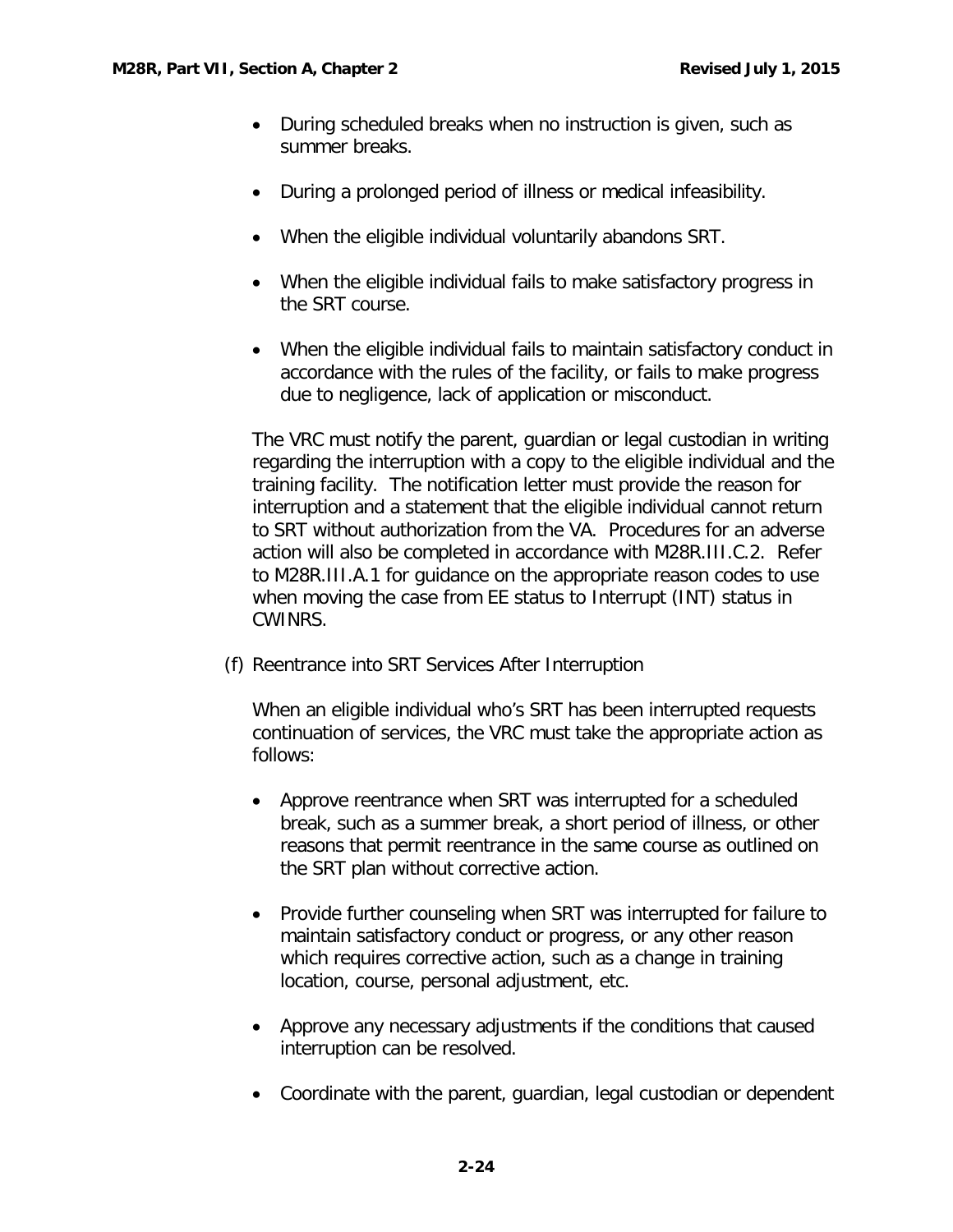- During scheduled breaks when no instruction is given, such as summer breaks.
- During a prolonged period of illness or medical infeasibility.
- When the eligible individual voluntarily abandons SRT.
- When the eligible individual fails to make satisfactory progress in the SRT course.
- When the eligible individual fails to maintain satisfactory conduct in accordance with the rules of the facility, or fails to make progress due to negligence, lack of application or misconduct.

The VRC must notify the parent, guardian or legal custodian in writing regarding the interruption with a copy to the eligible individual and the training facility. The notification letter must provide the reason for interruption and a statement that the eligible individual cannot return to SRT without authorization from the VA. Procedures for an adverse action will also be completed in accordance with M28R.III.C.2. Refer to M28R.III.A.1 for guidance on the appropriate reason codes to use when moving the case from EE status to Interrupt (INT) status in CWINRS.

(f) Reentrance into SRT Services After Interruption

When an eligible individual who's SRT has been interrupted requests continuation of services, the VRC must take the appropriate action as follows:

- Approve reentrance when SRT was interrupted for a scheduled break, such as a summer break, a short period of illness, or other reasons that permit reentrance in the same course as outlined on the SRT plan without corrective action.
- Provide further counseling when SRT was interrupted for failure to maintain satisfactory conduct or progress, or any other reason which requires corrective action, such as a change in training location, course, personal adjustment, etc.
- Approve any necessary adjustments if the conditions that caused interruption can be resolved.
- Coordinate with the parent, guardian, legal custodian or dependent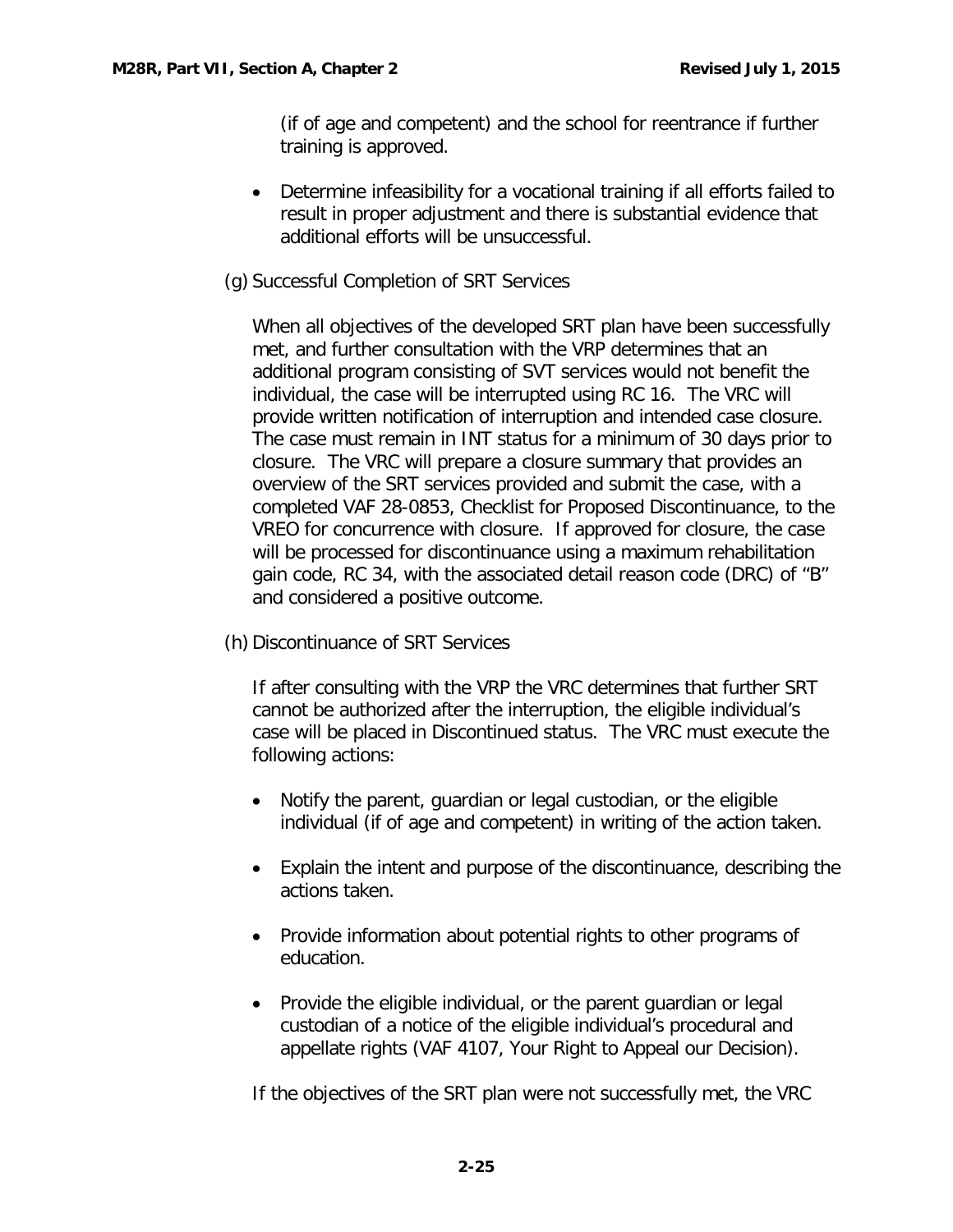(if of age and competent) and the school for reentrance if further training is approved.

- Determine infeasibility for a vocational training if all efforts failed to result in proper adjustment and there is substantial evidence that additional efforts will be unsuccessful.

(g) Successful Completion of SRT Services

When all objectives of the developed SRT plan have been successfully met, and further consultation with the VRP determines that an additional program consisting of SVT services would not benefit the individual, the case will be interrupted using RC 16. The VRC will provide written notification of interruption and intended case closure. The case must remain in INT status for a minimum of 30 days prior to closure. The VRC will prepare a closure summary that provides an overview of the SRT services provided and submit the case, with a completed VAF 28-0853, Checklist for Proposed Discontinuance, to the VREO for concurrence with closure. If approved for closure, the case will be processed for discontinuance using a maximum rehabilitation gain code, RC 34, with the associated detail reason code (DRC) of "B" and considered a positive outcome.

(h) Discontinuance of SRT Services

If after consulting with the VRP the VRC determines that further SRT cannot be authorized after the interruption, the eligible individual's case will be placed in Discontinued status. The VRC must execute the following actions:

- Notify the parent, guardian or legal custodian, or the eligible individual (if of age and competent) in writing of the action taken.
- Explain the intent and purpose of the discontinuance, describing the actions taken.
- Provide information about potential rights to other programs of education.
- Provide the eligible individual, or the parent guardian or legal custodian of a notice of the eligible individual's procedural and appellate rights (VAF 4107, Your Right to Appeal our Decision).

If the objectives of the SRT plan were not successfully met, the VRC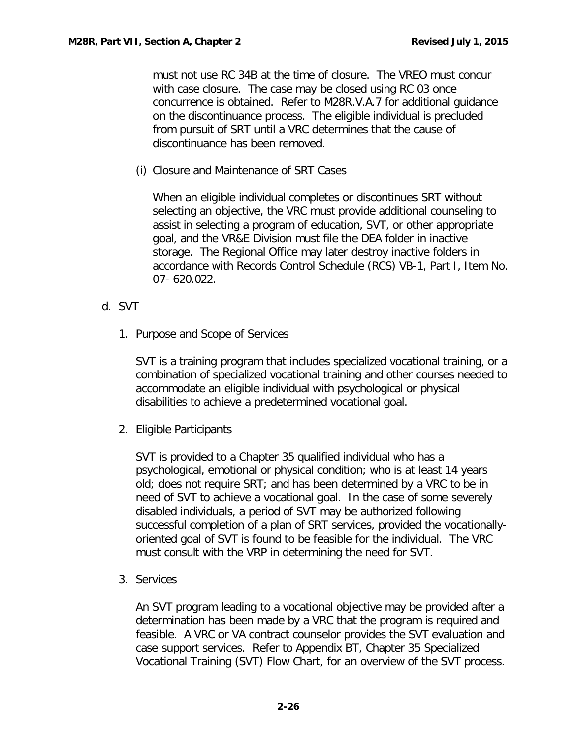must not use RC 34B at the time of closure. The VREO must concur with case closure. The case may be closed using RC 03 once concurrence is obtained. Refer to M28R.V.A.7 for additional guidance on the discontinuance process. The eligible individual is precluded from pursuit of SRT until a VRC determines that the cause of discontinuance has been removed.

(i) Closure and Maintenance of SRT Cases

When an eligible individual completes or discontinues SRT without selecting an objective, the VRC must provide additional counseling to assist in selecting a program of education, SVT, or other appropriate goal, and the VR&E Division must file the DEA folder in inactive storage. The Regional Office may later destroy inactive folders in accordance with Records Control Schedule (RCS) VB-1, Part I, Item No. 07- 620.022.

d. SVT

1. Purpose and Scope of Services

SVT is a training program that includes specialized vocational training, or a combination of specialized vocational training and other courses needed to accommodate an eligible individual with psychological or physical disabilities to achieve a predetermined vocational goal.

2. Eligible Participants

SVT is provided to a Chapter 35 qualified individual who has a psychological, emotional or physical condition; who is at least 14 years old; does not require SRT; and has been determined by a VRC to be in need of SVT to achieve a vocational goal. In the case of some severely disabled individuals, a period of SVT may be authorized following successful completion of a plan of SRT services, provided the vocationally-oriented goal of SVT is found to be feasible for the individual. The VRC must consult with the VRP in determining the need for SVT.

3. Services

An SVT program leading to a vocational objective may be provided after a determination has been made by a VRC that the program is required and feasible. A VRC or VA contract counselor provides the SVT evaluation and case support services. Refer to Appendix BT, Chapter 35 Specialized Vocational Training (SVT) Flow Chart, for an overview of the SVT process.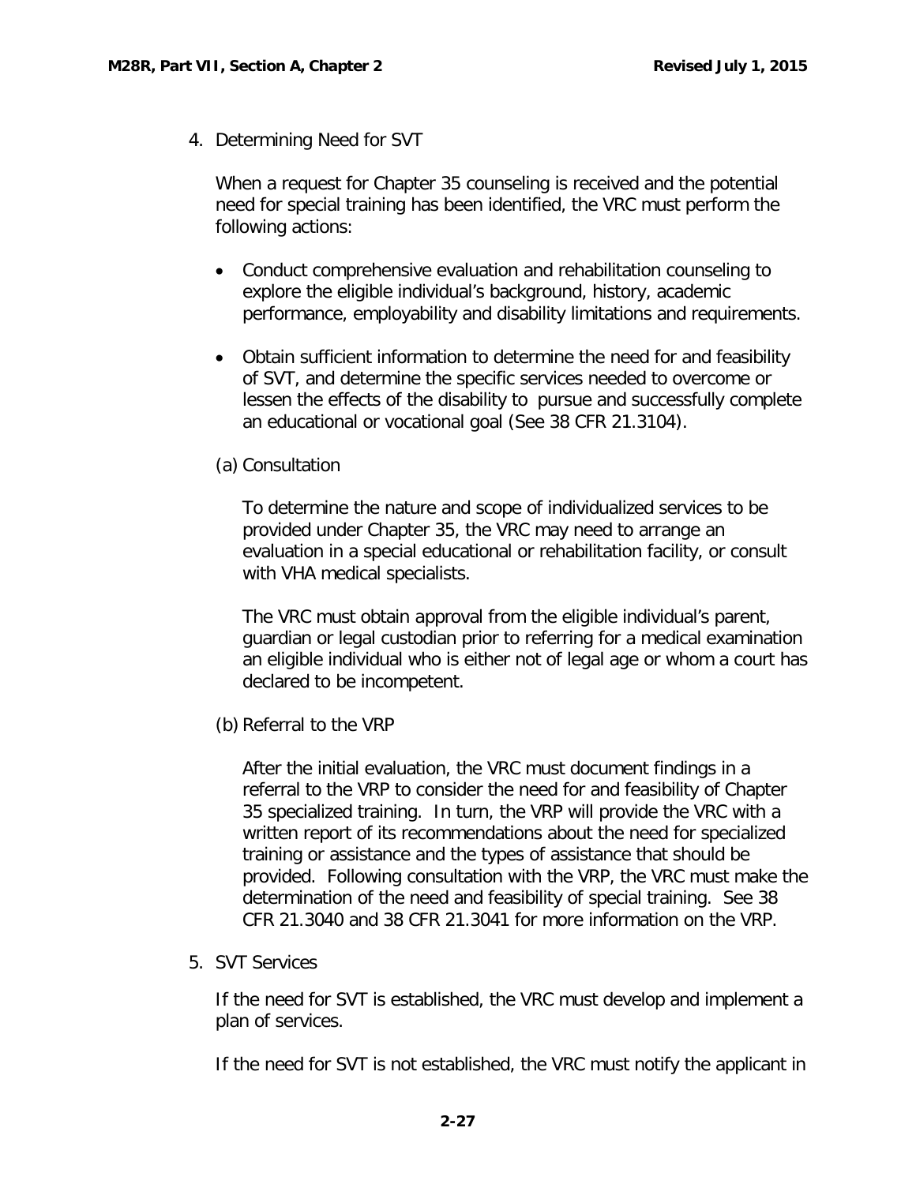4. Determining Need for SVT

When a request for Chapter 35 counseling is received and the potential need for special training has been identified, the VRC must perform the following actions:

- Conduct comprehensive evaluation and rehabilitation counseling to explore the eligible individual's background, history, academic performance, employability and disability limitations and requirements.
- Obtain sufficient information to determine the need for and feasibility of SVT, and determine the specific services needed to overcome or lessen the effects of the disability to pursue and successfully complete an educational or vocational goal (See 38 CFR 21.3104).

(a) Consultation

To determine the nature and scope of individualized services to be provided under Chapter 35, the VRC may need to arrange an evaluation in a special educational or rehabilitation facility, or consult with VHA medical specialists.

The VRC must obtain approval from the eligible individual's parent, guardian or legal custodian prior to referring for a medical examination an eligible individual who is either not of legal age or whom a court has declared to be incompetent.

(b) Referral to the VRP

After the initial evaluation, the VRC must document findings in a referral to the VRP to consider the need for and feasibility of Chapter 35 specialized training. In turn, the VRP will provide the VRC with a written report of its recommendations about the need for specialized training or assistance and the types of assistance that should be provided. Following consultation with the VRP, the VRC must make the determination of the need and feasibility of special training. See 38 CFR 21.3040 and 38 CFR 21.3041 for more information on the VRP.

5. SVT Services

If the need for SVT is established, the VRC must develop and implement a plan of services.

If the need for SVT is not established, the VRC must notify the applicant in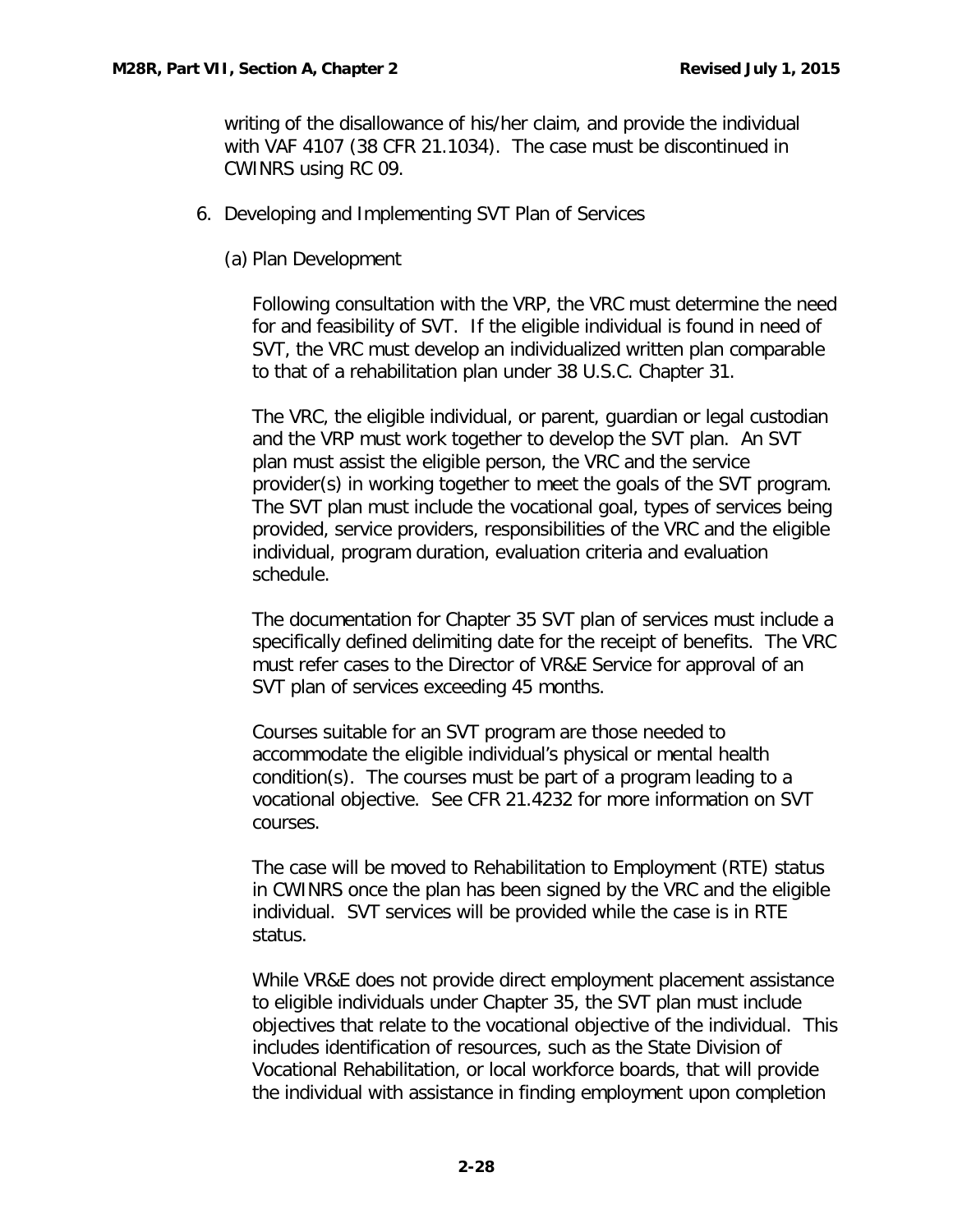writing of the disallowance of his/her claim, and provide the individual with VAF 4107 (38 CFR 21.1034). The case must be discontinued in CWINRS using RC 09.

6. Developing and Implementing SVT Plan of Services

   (a) Plan Development

   Following consultation with the VRP, the VRC must determine the need for and feasibility of SVT. If the eligible individual is found in need of SVT, the VRC must develop an individualized written plan comparable to that of a rehabilitation plan under 38 U.S.C. Chapter 31.

   The VRC, the eligible individual, or parent, guardian or legal custodian and the VRP must work together to develop the SVT plan. An SVT plan must assist the eligible person, the VRC and the service provider(s) in working together to meet the goals of the SVT program. The SVT plan must include the vocational goal, types of services being provided, service providers, responsibilities of the VRC and the eligible individual, program duration, evaluation criteria and evaluation schedule.

   The documentation for Chapter 35 SVT plan of services must include a specifically defined delimiting date for the receipt of benefits. The VRC must refer cases to the Director of VR&E Service for approval of an SVT plan of services exceeding 45 months.

   Courses suitable for an SVT program are those needed to accommodate the eligible individual's physical or mental health condition(s). The courses must be part of a program leading to a vocational objective. See CFR 21.4232 for more information on SVT courses.

   The case will be moved to Rehabilitation to Employment (RTE) status in CWINRS once the plan has been signed by the VRC and the eligible individual. SVT services will be provided while the case is in RTE status.

   While VR&E does not provide direct employment placement assistance to eligible individuals under Chapter 35, the SVT plan must include objectives that relate to the vocational objective of the individual. This includes identification of resources, such as the State Division of Vocational Rehabilitation, or local workforce boards, that will provide the individual with assistance in finding employment upon completion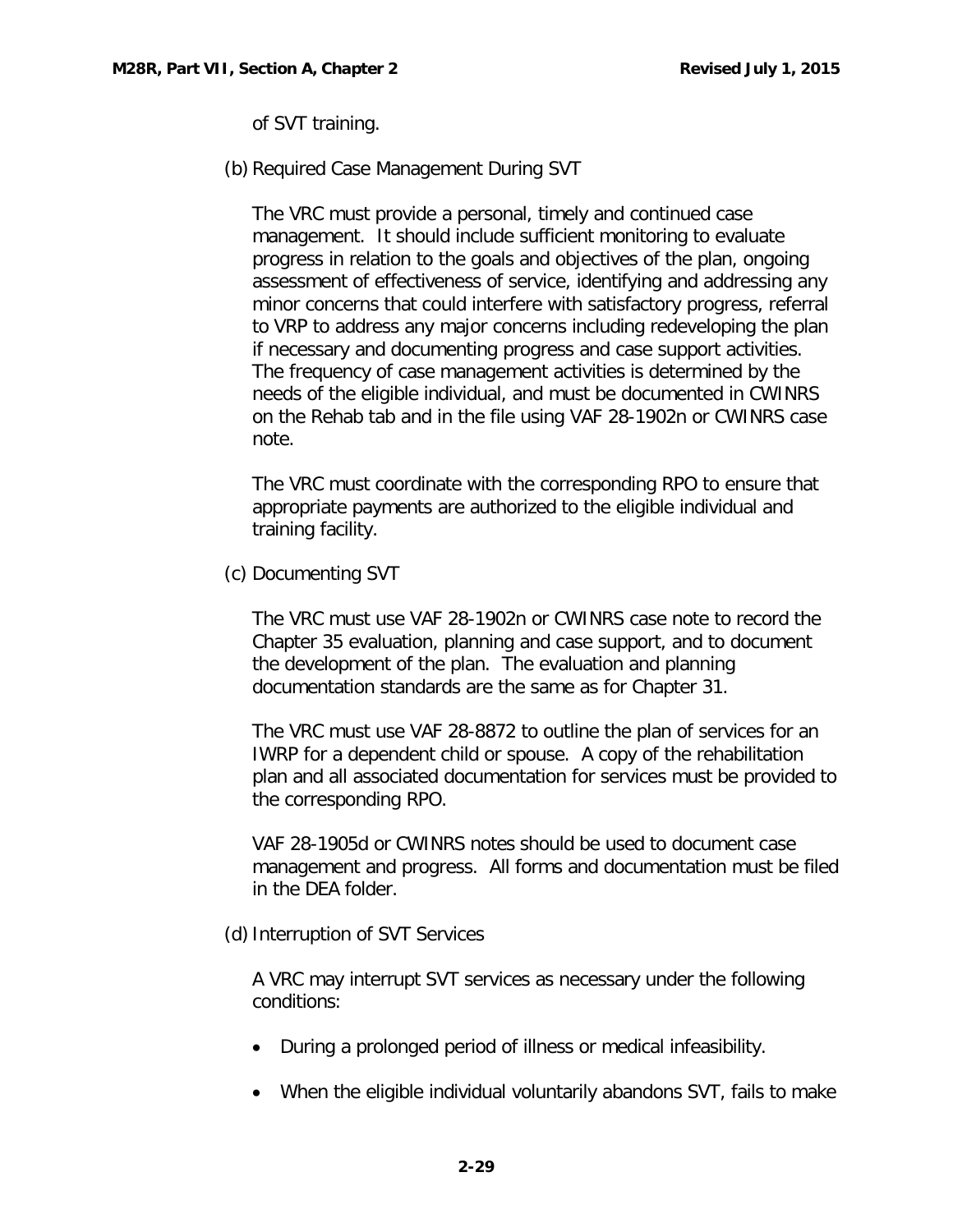of SVT training.

(b) Required Case Management During SVT

The VRC must provide a personal, timely and continued case management. It should include sufficient monitoring to evaluate progress in relation to the goals and objectives of the plan, ongoing assessment of effectiveness of service, identifying and addressing any minor concerns that could interfere with satisfactory progress, referral to VRP to address any major concerns including redeveloping the plan if necessary and documenting progress and case support activities. The frequency of case management activities is determined by the needs of the eligible individual, and must be documented in CWINRS on the Rehab tab and in the file using VAF 28-1902n or CWINRS case note.

The VRC must coordinate with the corresponding RPO to ensure that appropriate payments are authorized to the eligible individual and training facility.

(c) Documenting SVT

The VRC must use VAF 28-1902n or CWINRS case note to record the Chapter 35 evaluation, planning and case support, and to document the development of the plan. The evaluation and planning documentation standards are the same as for Chapter 31.

The VRC must use VAF 28-8872 to outline the plan of services for an IWRP for a dependent child or spouse. A copy of the rehabilitation plan and all associated documentation for services must be provided to the corresponding RPO.

VAF 28-1905d or CWINRS notes should be used to document case management and progress. All forms and documentation must be filed in the DEA folder.

(d) Interruption of SVT Services

A VRC may interrupt SVT services as necessary under the following conditions:

- During a prolonged period of illness or medical infeasibility.
- When the eligible individual voluntarily abandons SVT, fails to make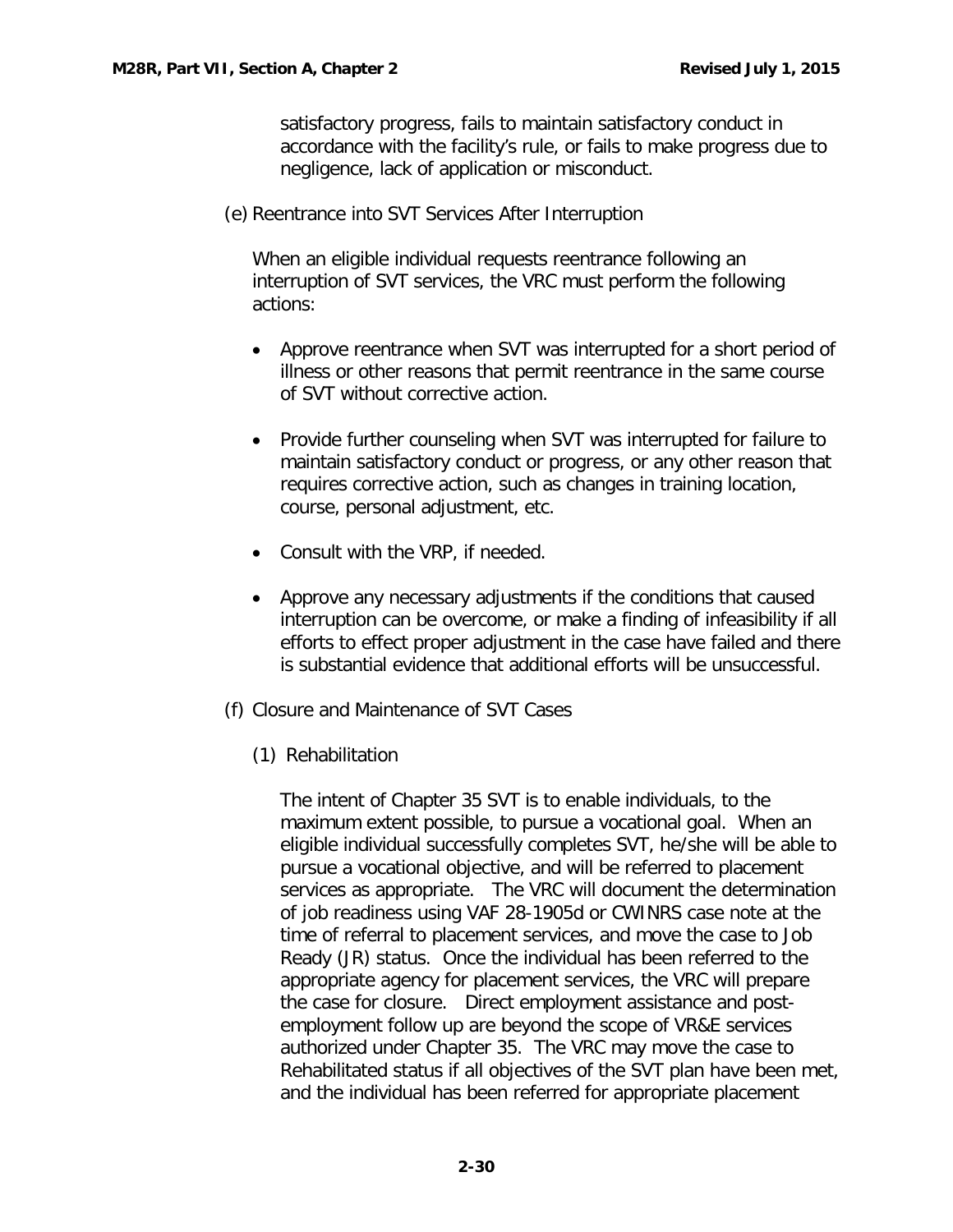satisfactory progress, fails to maintain satisfactory conduct in accordance with the facility's rule, or fails to make progress due to negligence, lack of application or misconduct.

(e) Reentrance into SVT Services After Interruption

When an eligible individual requests reentrance following an interruption of SVT services, the VRC must perform the following actions:

- Approve reentrance when SVT was interrupted for a short period of illness or other reasons that permit reentrance in the same course of SVT without corrective action.
- Provide further counseling when SVT was interrupted for failure to maintain satisfactory conduct or progress, or any other reason that requires corrective action, such as changes in training location, course, personal adjustment, etc.
- Consult with the VRP, if needed.
- Approve any necessary adjustments if the conditions that caused interruption can be overcome, or make a finding of infeasibility if all efforts to effect proper adjustment in the case have failed and there is substantial evidence that additional efforts will be unsuccessful.

(f) Closure and Maintenance of SVT Cases

(1) Rehabilitation

The intent of Chapter 35 SVT is to enable individuals, to the maximum extent possible, to pursue a vocational goal. When an eligible individual successfully completes SVT, he/she will be able to pursue a vocational objective, and will be referred to placement services as appropriate. The VRC will document the determination of job readiness using VAF 28-1905d or CWINRS case note at the time of referral to placement services, and move the case to Job Ready (JR) status. Once the individual has been referred to the appropriate agency for placement services, the VRC will prepare the case for closure. Direct employment assistance and post-employment follow up are beyond the scope of VR&E services authorized under Chapter 35. The VRC may move the case to Rehabilitated status if all objectives of the SVT plan have been met, and the individual has been referred for appropriate placement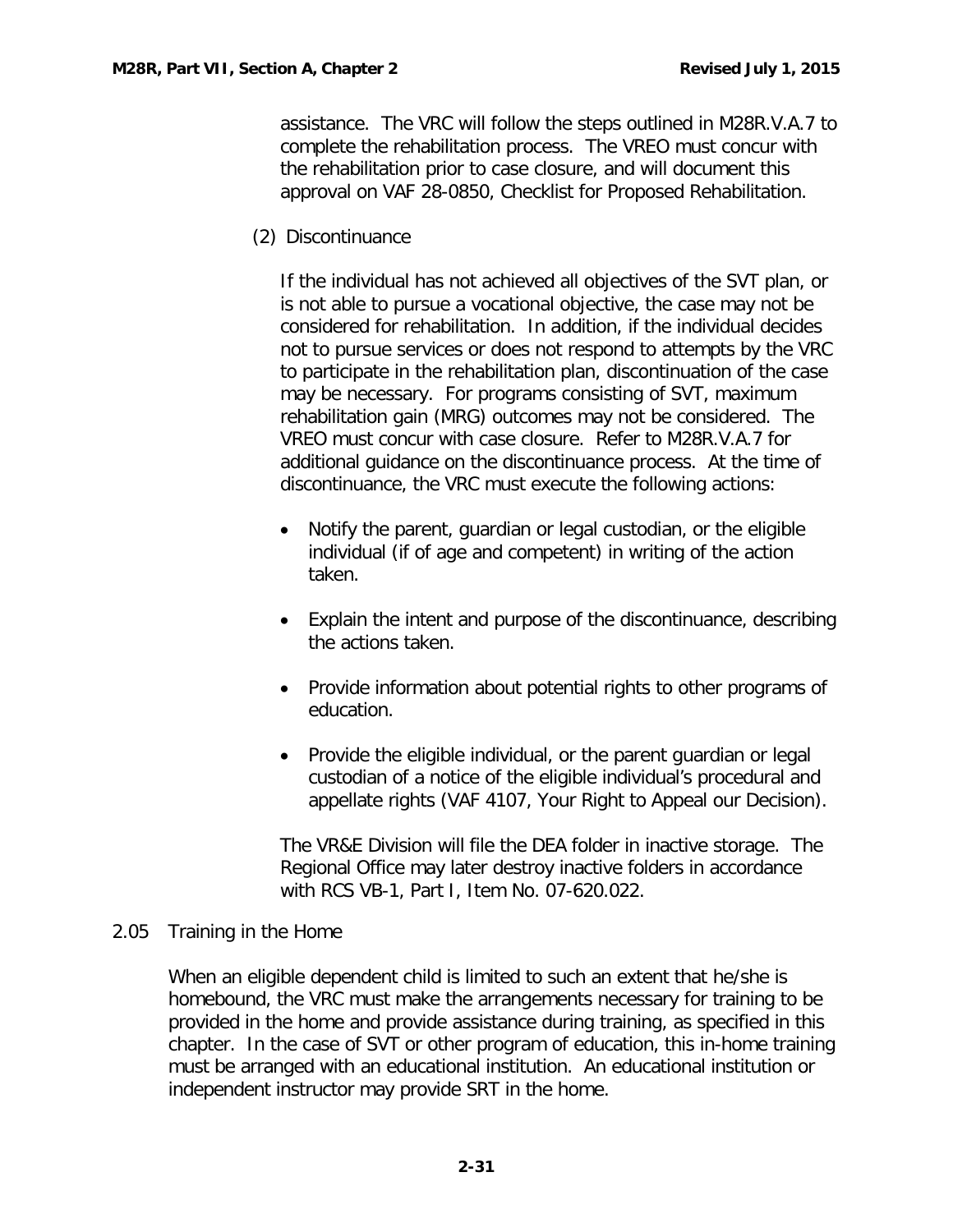assistance. The VRC will follow the steps outlined in M28R.V.A.7 to complete the rehabilitation process. The VREO must concur with the rehabilitation prior to case closure, and will document this approval on VAF 28-0850, Checklist for Proposed Rehabilitation.

(2) Discontinuance

If the individual has not achieved all objectives of the SVT plan, or is not able to pursue a vocational objective, the case may not be considered for rehabilitation. In addition, if the individual decides not to pursue services or does not respond to attempts by the VRC to participate in the rehabilitation plan, discontinuation of the case may be necessary. For programs consisting of SVT, maximum rehabilitation gain (MRG) outcomes may not be considered. The VREO must concur with case closure. Refer to M28R.V.A.7 for additional guidance on the discontinuance process. At the time of discontinuance, the VRC must execute the following actions:

- Notify the parent, guardian or legal custodian, or the eligible individual (if of age and competent) in writing of the action taken.
- Explain the intent and purpose of the discontinuance, describing the actions taken.
- Provide information about potential rights to other programs of education.
- Provide the eligible individual, or the parent guardian or legal custodian of a notice of the eligible individual's procedural and appellate rights (VAF 4107, Your Right to Appeal our Decision).

The VR&E Division will file the DEA folder in inactive storage. The Regional Office may later destroy inactive folders in accordance with RCS VB-1, Part I, Item No. 07-620.022.

## 2.05 Training in the Home

When an eligible dependent child is limited to such an extent that he/she is homebound, the VRC must make the arrangements necessary for training to be provided in the home and provide assistance during training, as specified in this chapter. In the case of SVT or other program of education, this in-home training must be arranged with an educational institution. An educational institution or independent instructor may provide SRT in the home.